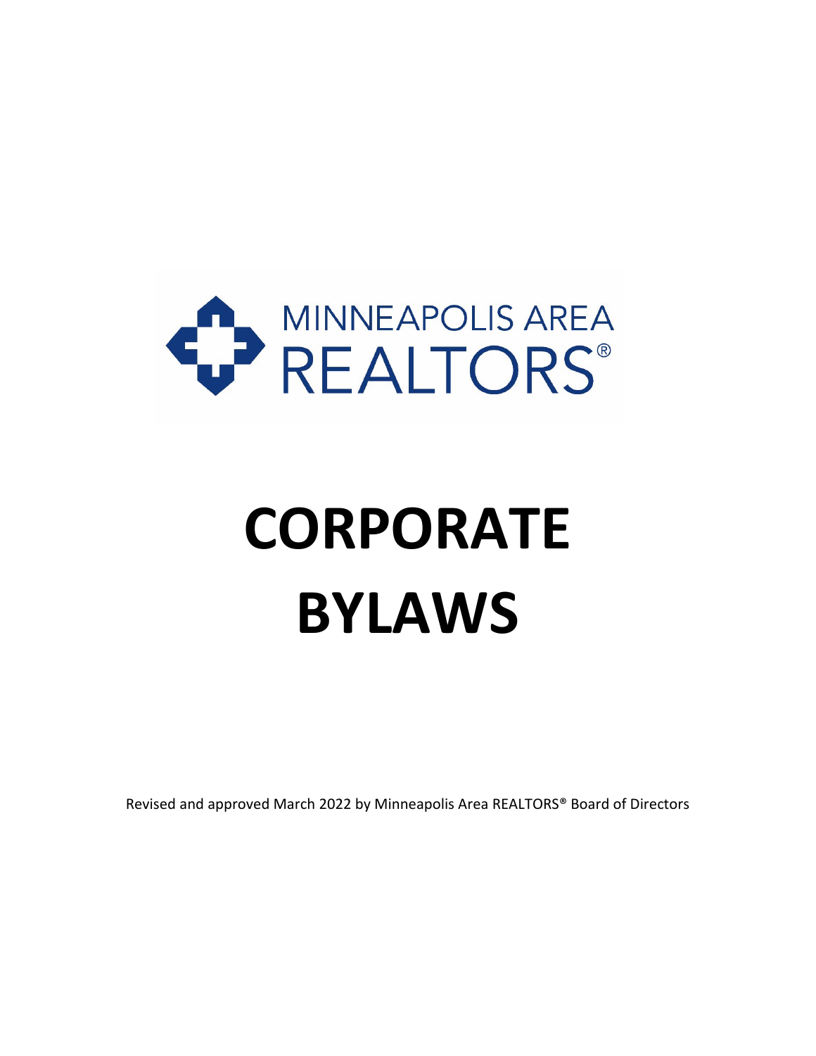MINNEAPOLIS AREA REALTORS®

# CORPORATE BYLAWS

Revised and approved March 2022 by Minneapolis Area REALTORS® Board of Directors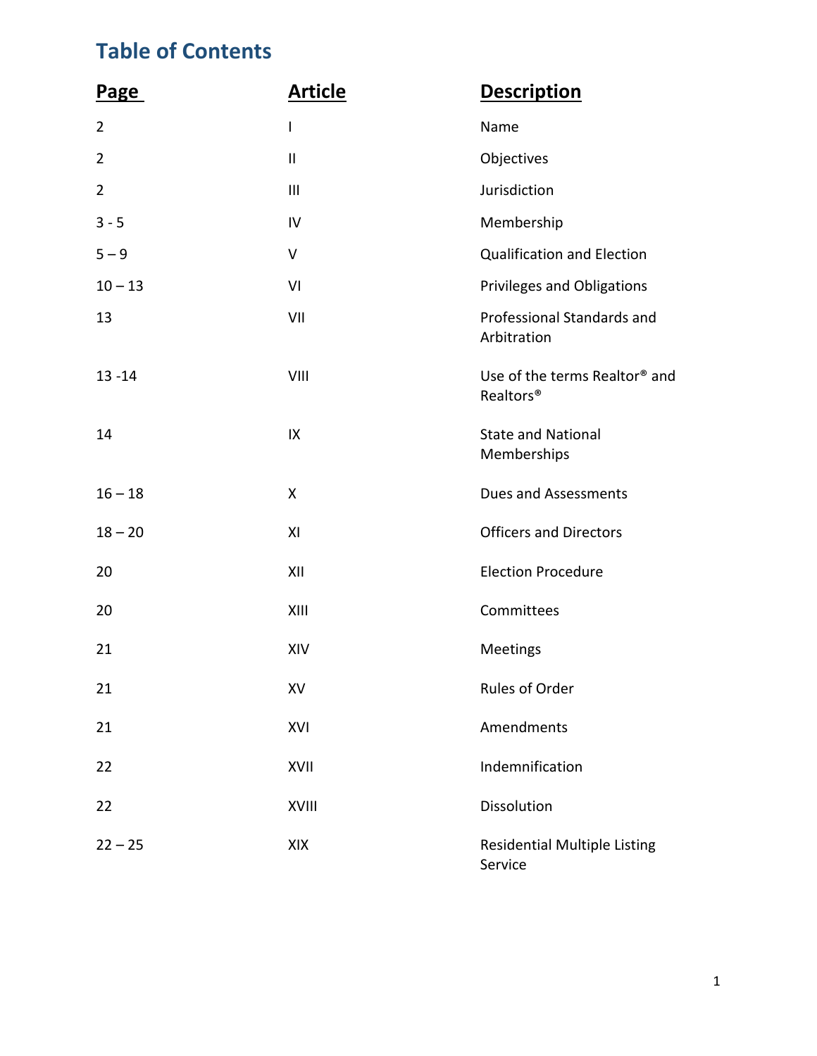# Table of Contents

| Page | Article | Description |
|---|---|---|
| 2 | I | Name |
| 2 | II | Objectives |
| 2 | III | Jurisdiction |
| 3 - 5 | IV | Membership |
| 5 – 9 | V | Qualification and Election |
| 10 – 13 | VI | Privileges and Obligations |
| 13 | VII | Professional Standards and Arbitration |
| 13 -14 | VIII | Use of the terms Realtor® and Realtors® |
| 14 | IX | State and National Memberships |
| 16 – 18 | X | Dues and Assessments |
| 18 – 20 | XI | Officers and Directors |
| 20 | XII | Election Procedure |
| 20 | XIII | Committees |
| 21 | XIV | Meetings |
| 21 | XV | Rules of Order |
| 21 | XVI | Amendments |
| 22 | XVII | Indemnification |
| 22 | XVIII | Dissolution |
| 22 – 25 | XIX | Residential Multiple Listing Service |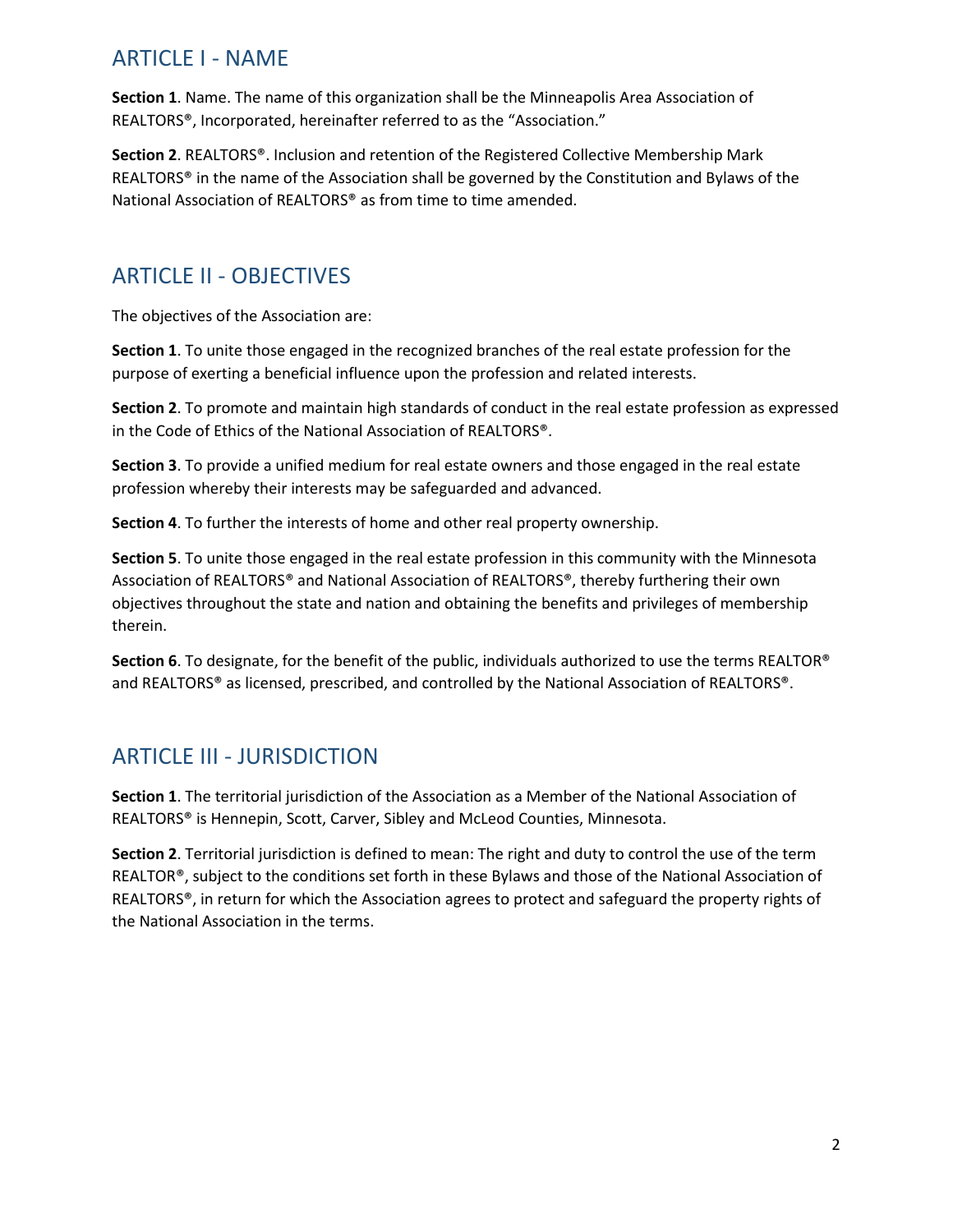## ARTICLE I - NAME

**Section 1**. Name. The name of this organization shall be the Minneapolis Area Association of REALTORS®, Incorporated, hereinafter referred to as the "Association."

**Section 2**. REALTORS®. Inclusion and retention of the Registered Collective Membership Mark REALTORS® in the name of the Association shall be governed by the Constitution and Bylaws of the National Association of REALTORS® as from time to time amended.

## ARTICLE II - OBJECTIVES

The objectives of the Association are:

**Section 1**. To unite those engaged in the recognized branches of the real estate profession for the purpose of exerting a beneficial influence upon the profession and related interests.

**Section 2**. To promote and maintain high standards of conduct in the real estate profession as expressed in the Code of Ethics of the National Association of REALTORS®.

**Section 3**. To provide a unified medium for real estate owners and those engaged in the real estate profession whereby their interests may be safeguarded and advanced.

**Section 4**. To further the interests of home and other real property ownership.

**Section 5**. To unite those engaged in the real estate profession in this community with the Minnesota Association of REALTORS® and National Association of REALTORS®, thereby furthering their own objectives throughout the state and nation and obtaining the benefits and privileges of membership therein.

**Section 6**. To designate, for the benefit of the public, individuals authorized to use the terms REALTOR® and REALTORS® as licensed, prescribed, and controlled by the National Association of REALTORS®.

## ARTICLE III - JURISDICTION

**Section 1**. The territorial jurisdiction of the Association as a Member of the National Association of REALTORS® is Hennepin, Scott, Carver, Sibley and McLeod Counties, Minnesota.

**Section 2**. Territorial jurisdiction is defined to mean: The right and duty to control the use of the term REALTOR®, subject to the conditions set forth in these Bylaws and those of the National Association of REALTORS®, in return for which the Association agrees to protect and safeguard the property rights of the National Association in the terms.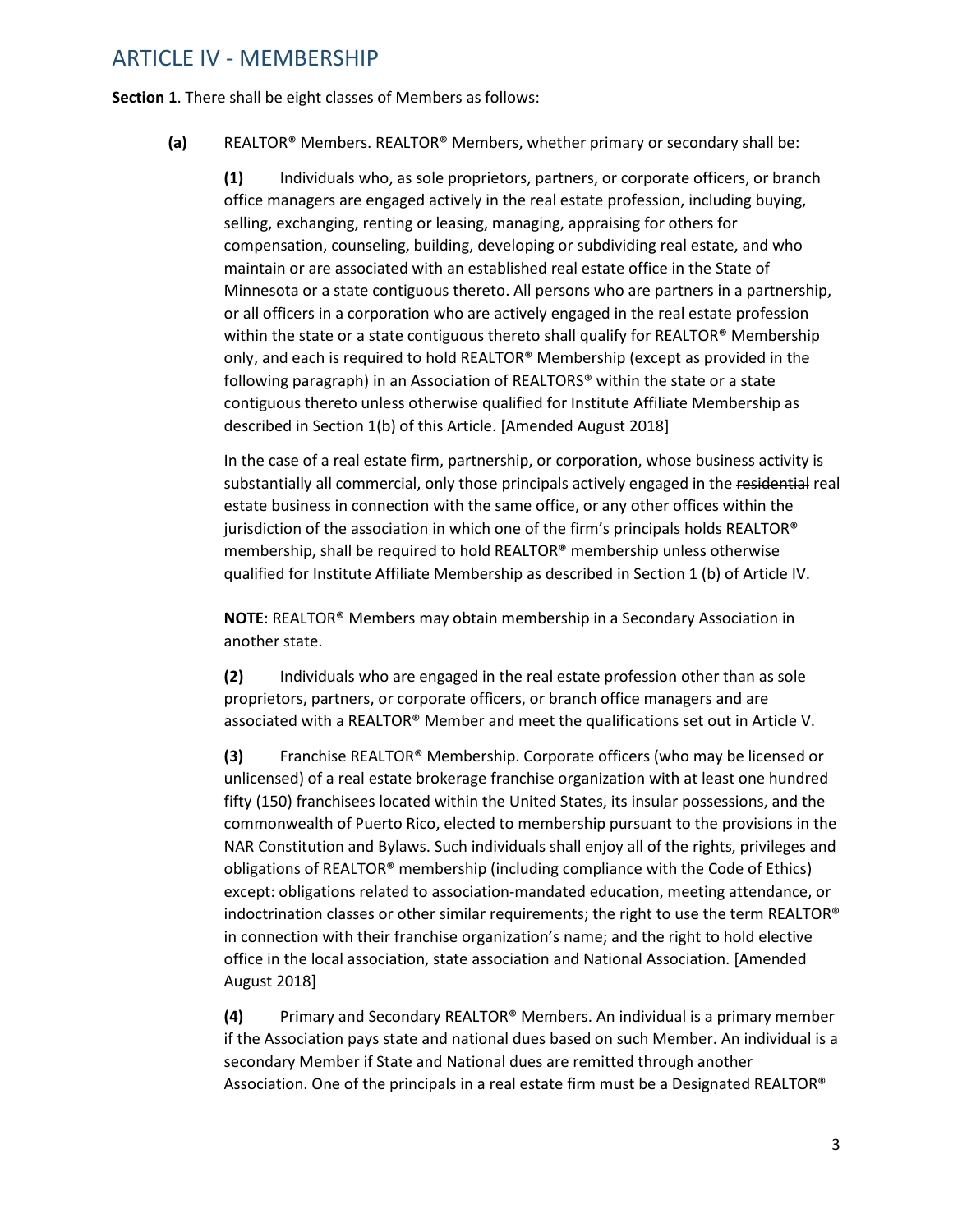## ARTICLE IV - MEMBERSHIP

**Section 1**. There shall be eight classes of Members as follows:

**(a)** REALTOR® Members. REALTOR® Members, whether primary or secondary shall be:

**(1)** Individuals who, as sole proprietors, partners, or corporate officers, or branch office managers are engaged actively in the real estate profession, including buying, selling, exchanging, renting or leasing, managing, appraising for others for compensation, counseling, building, developing or subdividing real estate, and who maintain or are associated with an established real estate office in the State of Minnesota or a state contiguous thereto. All persons who are partners in a partnership, or all officers in a corporation who are actively engaged in the real estate profession within the state or a state contiguous thereto shall qualify for REALTOR® Membership only, and each is required to hold REALTOR® Membership (except as provided in the following paragraph) in an Association of REALTORS® within the state or a state contiguous thereto unless otherwise qualified for Institute Affiliate Membership as described in Section 1(b) of this Article. [Amended August 2018]

In the case of a real estate firm, partnership, or corporation, whose business activity is substantially all commercial, only those principals actively engaged in the ~~residential~~ real estate business in connection with the same office, or any other offices within the jurisdiction of the association in which one of the firm's principals holds REALTOR® membership, shall be required to hold REALTOR® membership unless otherwise qualified for Institute Affiliate Membership as described in Section 1 (b) of Article IV.

**NOTE**: REALTOR® Members may obtain membership in a Secondary Association in another state.

**(2)** Individuals who are engaged in the real estate profession other than as sole proprietors, partners, or corporate officers, or branch office managers and are associated with a REALTOR® Member and meet the qualifications set out in Article V.

**(3)** Franchise REALTOR® Membership. Corporate officers (who may be licensed or unlicensed) of a real estate brokerage franchise organization with at least one hundred fifty (150) franchisees located within the United States, its insular possessions, and the commonwealth of Puerto Rico, elected to membership pursuant to the provisions in the NAR Constitution and Bylaws. Such individuals shall enjoy all of the rights, privileges and obligations of REALTOR® membership (including compliance with the Code of Ethics) except: obligations related to association-mandated education, meeting attendance, or indoctrination classes or other similar requirements; the right to use the term REALTOR® in connection with their franchise organization's name; and the right to hold elective office in the local association, state association and National Association. [Amended August 2018]

**(4)** Primary and Secondary REALTOR® Members. An individual is a primary member if the Association pays state and national dues based on such Member. An individual is a secondary Member if State and National dues are remitted through another Association. One of the principals in a real estate firm must be a Designated REALTOR®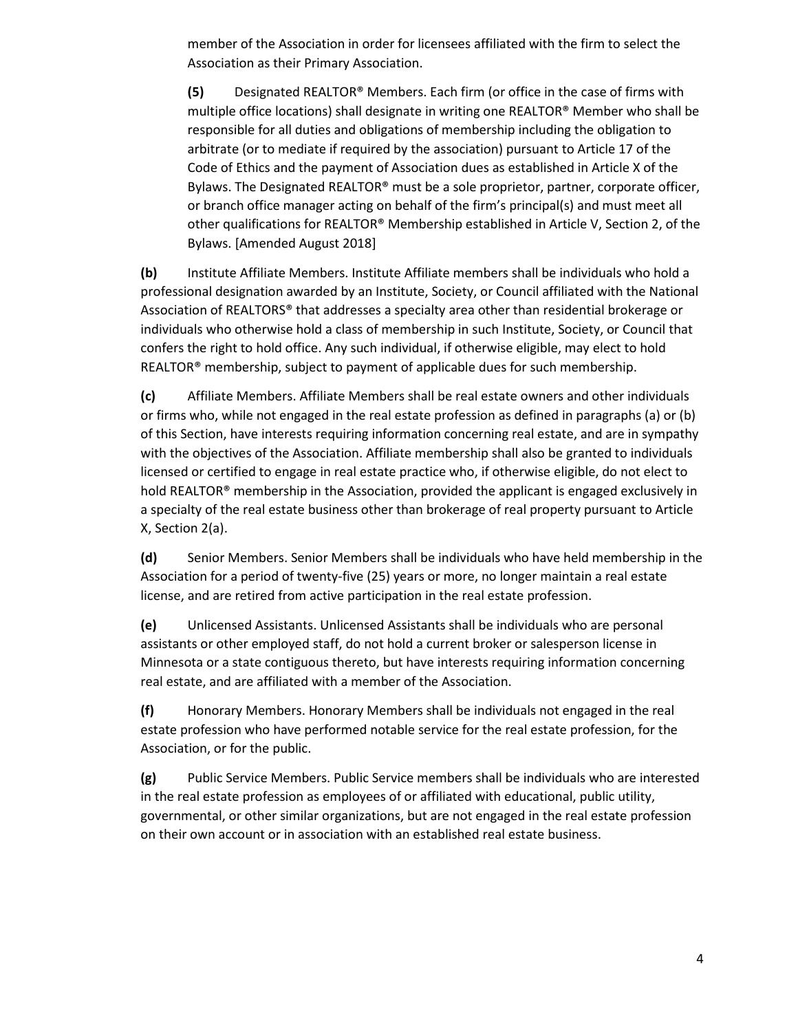member of the Association in order for licensees affiliated with the firm to select the Association as their Primary Association.

**(5)** Designated REALTOR® Members. Each firm (or office in the case of firms with multiple office locations) shall designate in writing one REALTOR® Member who shall be responsible for all duties and obligations of membership including the obligation to arbitrate (or to mediate if required by the association) pursuant to Article 17 of the Code of Ethics and the payment of Association dues as established in Article X of the Bylaws. The Designated REALTOR® must be a sole proprietor, partner, corporate officer, or branch office manager acting on behalf of the firm's principal(s) and must meet all other qualifications for REALTOR® Membership established in Article V, Section 2, of the Bylaws. [Amended August 2018]

**(b)** Institute Affiliate Members. Institute Affiliate members shall be individuals who hold a professional designation awarded by an Institute, Society, or Council affiliated with the National Association of REALTORS® that addresses a specialty area other than residential brokerage or individuals who otherwise hold a class of membership in such Institute, Society, or Council that confers the right to hold office. Any such individual, if otherwise eligible, may elect to hold REALTOR® membership, subject to payment of applicable dues for such membership.

**(c)** Affiliate Members. Affiliate Members shall be real estate owners and other individuals or firms who, while not engaged in the real estate profession as defined in paragraphs (a) or (b) of this Section, have interests requiring information concerning real estate, and are in sympathy with the objectives of the Association. Affiliate membership shall also be granted to individuals licensed or certified to engage in real estate practice who, if otherwise eligible, do not elect to hold REALTOR® membership in the Association, provided the applicant is engaged exclusively in a specialty of the real estate business other than brokerage of real property pursuant to Article X, Section 2(a).

**(d)** Senior Members. Senior Members shall be individuals who have held membership in the Association for a period of twenty-five (25) years or more, no longer maintain a real estate license, and are retired from active participation in the real estate profession.

**(e)** Unlicensed Assistants. Unlicensed Assistants shall be individuals who are personal assistants or other employed staff, do not hold a current broker or salesperson license in Minnesota or a state contiguous thereto, but have interests requiring information concerning real estate, and are affiliated with a member of the Association.

**(f)** Honorary Members. Honorary Members shall be individuals not engaged in the real estate profession who have performed notable service for the real estate profession, for the Association, or for the public.

**(g)** Public Service Members. Public Service members shall be individuals who are interested in the real estate profession as employees of or affiliated with educational, public utility, governmental, or other similar organizations, but are not engaged in the real estate profession on their own account or in association with an established real estate business.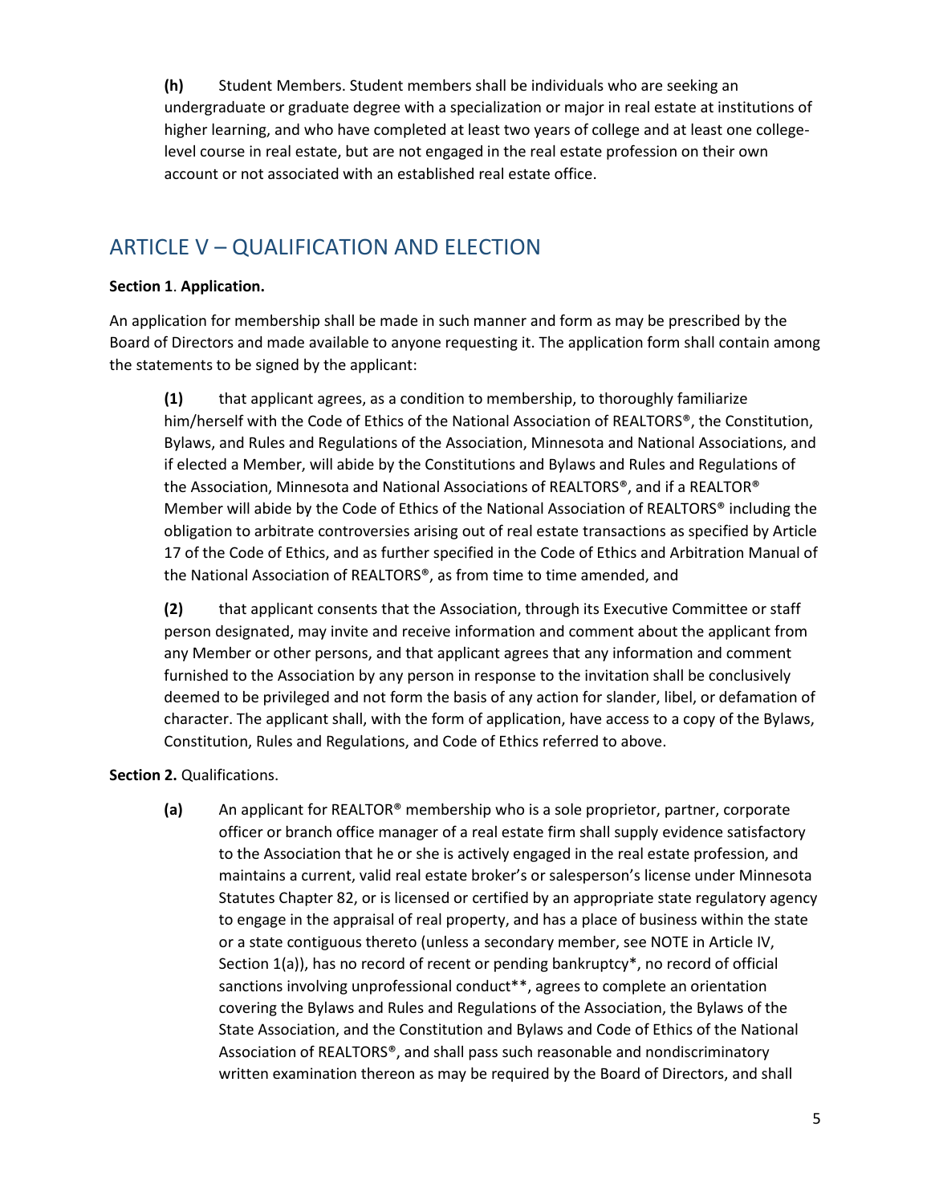**(h)** Student Members. Student members shall be individuals who are seeking an undergraduate or graduate degree with a specialization or major in real estate at institutions of higher learning, and who have completed at least two years of college and at least one college-level course in real estate, but are not engaged in the real estate profession on their own account or not associated with an established real estate office.

## ARTICLE V – QUALIFICATION AND ELECTION

**Section 1**. **Application.**

An application for membership shall be made in such manner and form as may be prescribed by the Board of Directors and made available to anyone requesting it. The application form shall contain among the statements to be signed by the applicant:

**(1)** that applicant agrees, as a condition to membership, to thoroughly familiarize him/herself with the Code of Ethics of the National Association of REALTORS®, the Constitution, Bylaws, and Rules and Regulations of the Association, Minnesota and National Associations, and if elected a Member, will abide by the Constitutions and Bylaws and Rules and Regulations of the Association, Minnesota and National Associations of REALTORS®, and if a REALTOR® Member will abide by the Code of Ethics of the National Association of REALTORS® including the obligation to arbitrate controversies arising out of real estate transactions as specified by Article 17 of the Code of Ethics, and as further specified in the Code of Ethics and Arbitration Manual of the National Association of REALTORS®, as from time to time amended, and

**(2)** that applicant consents that the Association, through its Executive Committee or staff person designated, may invite and receive information and comment about the applicant from any Member or other persons, and that applicant agrees that any information and comment furnished to the Association by any person in response to the invitation shall be conclusively deemed to be privileged and not form the basis of any action for slander, libel, or defamation of character. The applicant shall, with the form of application, have access to a copy of the Bylaws, Constitution, Rules and Regulations, and Code of Ethics referred to above.

**Section 2.** Qualifications.

**(a)** An applicant for REALTOR® membership who is a sole proprietor, partner, corporate officer or branch office manager of a real estate firm shall supply evidence satisfactory to the Association that he or she is actively engaged in the real estate profession, and maintains a current, valid real estate broker's or salesperson's license under Minnesota Statutes Chapter 82, or is licensed or certified by an appropriate state regulatory agency to engage in the appraisal of real property, and has a place of business within the state or a state contiguous thereto (unless a secondary member, see NOTE in Article IV, Section 1(a)), has no record of recent or pending bankruptcy*, no record of official sanctions involving unprofessional conduct**, agrees to complete an orientation covering the Bylaws and Rules and Regulations of the Association, the Bylaws of the State Association, and the Constitution and Bylaws and Code of Ethics of the National Association of REALTORS®, and shall pass such reasonable and nondiscriminatory written examination thereon as may be required by the Board of Directors, and shall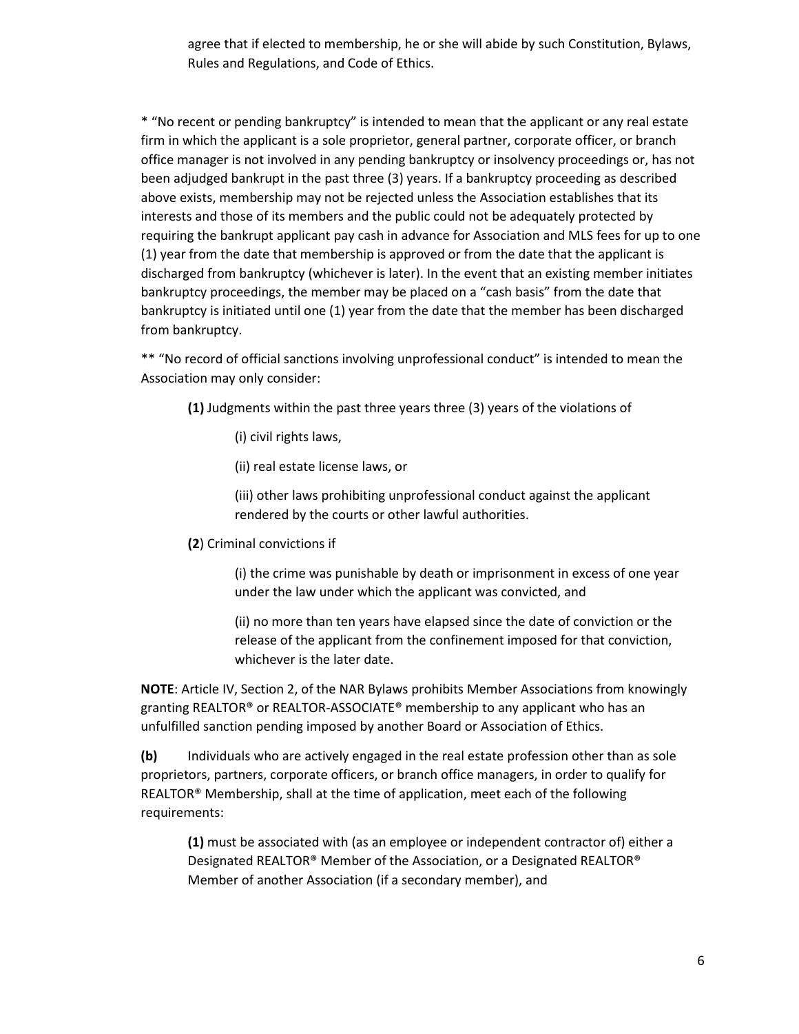agree that if elected to membership, he or she will abide by such Constitution, Bylaws, Rules and Regulations, and Code of Ethics.

* "No recent or pending bankruptcy" is intended to mean that the applicant or any real estate firm in which the applicant is a sole proprietor, general partner, corporate officer, or branch office manager is not involved in any pending bankruptcy or insolvency proceedings or, has not been adjudged bankrupt in the past three (3) years. If a bankruptcy proceeding as described above exists, membership may not be rejected unless the Association establishes that its interests and those of its members and the public could not be adequately protected by requiring the bankrupt applicant pay cash in advance for Association and MLS fees for up to one (1) year from the date that membership is approved or from the date that the applicant is discharged from bankruptcy (whichever is later). In the event that an existing member initiates bankruptcy proceedings, the member may be placed on a "cash basis" from the date that bankruptcy is initiated until one (1) year from the date that the member has been discharged from bankruptcy.

** "No record of official sanctions involving unprofessional conduct" is intended to mean the Association may only consider:

> **(1)** Judgments within the past three years three (3) years of the violations of
>
> > (i) civil rights laws,
> >
> > (ii) real estate license laws, or
> >
> > (iii) other laws prohibiting unprofessional conduct against the applicant rendered by the courts or other lawful authorities.
>
> **(2**) Criminal convictions if
>
> > (i) the crime was punishable by death or imprisonment in excess of one year under the law under which the applicant was convicted, and
> >
> > (ii) no more than ten years have elapsed since the date of conviction or the release of the applicant from the confinement imposed for that conviction, whichever is the later date.

**NOTE**: Article IV, Section 2, of the NAR Bylaws prohibits Member Associations from knowingly granting REALTOR® or REALTOR-ASSOCIATE® membership to any applicant who has an unfulfilled sanction pending imposed by another Board or Association of Ethics.

**(b)** Individuals who are actively engaged in the real estate profession other than as sole proprietors, partners, corporate officers, or branch office managers, in order to qualify for REALTOR® Membership, shall at the time of application, meet each of the following requirements:

> **(1)** must be associated with (as an employee or independent contractor of) either a Designated REALTOR® Member of the Association, or a Designated REALTOR® Member of another Association (if a secondary member), and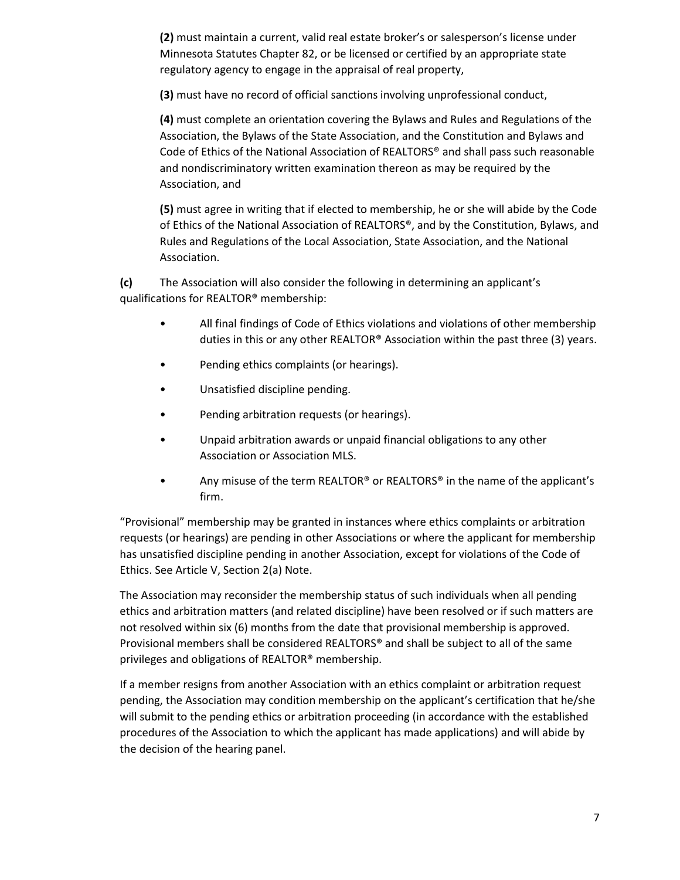**(2)** must maintain a current, valid real estate broker's or salesperson's license under Minnesota Statutes Chapter 82, or be licensed or certified by an appropriate state regulatory agency to engage in the appraisal of real property,

**(3)** must have no record of official sanctions involving unprofessional conduct,

**(4)** must complete an orientation covering the Bylaws and Rules and Regulations of the Association, the Bylaws of the State Association, and the Constitution and Bylaws and Code of Ethics of the National Association of REALTORS® and shall pass such reasonable and nondiscriminatory written examination thereon as may be required by the Association, and

**(5)** must agree in writing that if elected to membership, he or she will abide by the Code of Ethics of the National Association of REALTORS®, and by the Constitution, Bylaws, and Rules and Regulations of the Local Association, State Association, and the National Association.

**(c)** The Association will also consider the following in determining an applicant's qualifications for REALTOR® membership:

- All final findings of Code of Ethics violations and violations of other membership duties in this or any other REALTOR® Association within the past three (3) years.
- Pending ethics complaints (or hearings).
- Unsatisfied discipline pending.
- Pending arbitration requests (or hearings).
- Unpaid arbitration awards or unpaid financial obligations to any other Association or Association MLS.
- Any misuse of the term REALTOR® or REALTORS® in the name of the applicant's firm.

"Provisional" membership may be granted in instances where ethics complaints or arbitration requests (or hearings) are pending in other Associations or where the applicant for membership has unsatisfied discipline pending in another Association, except for violations of the Code of Ethics. See Article V, Section 2(a) Note.

The Association may reconsider the membership status of such individuals when all pending ethics and arbitration matters (and related discipline) have been resolved or if such matters are not resolved within six (6) months from the date that provisional membership is approved. Provisional members shall be considered REALTORS® and shall be subject to all of the same privileges and obligations of REALTOR® membership.

If a member resigns from another Association with an ethics complaint or arbitration request pending, the Association may condition membership on the applicant's certification that he/she will submit to the pending ethics or arbitration proceeding (in accordance with the established procedures of the Association to which the applicant has made applications) and will abide by the decision of the hearing panel.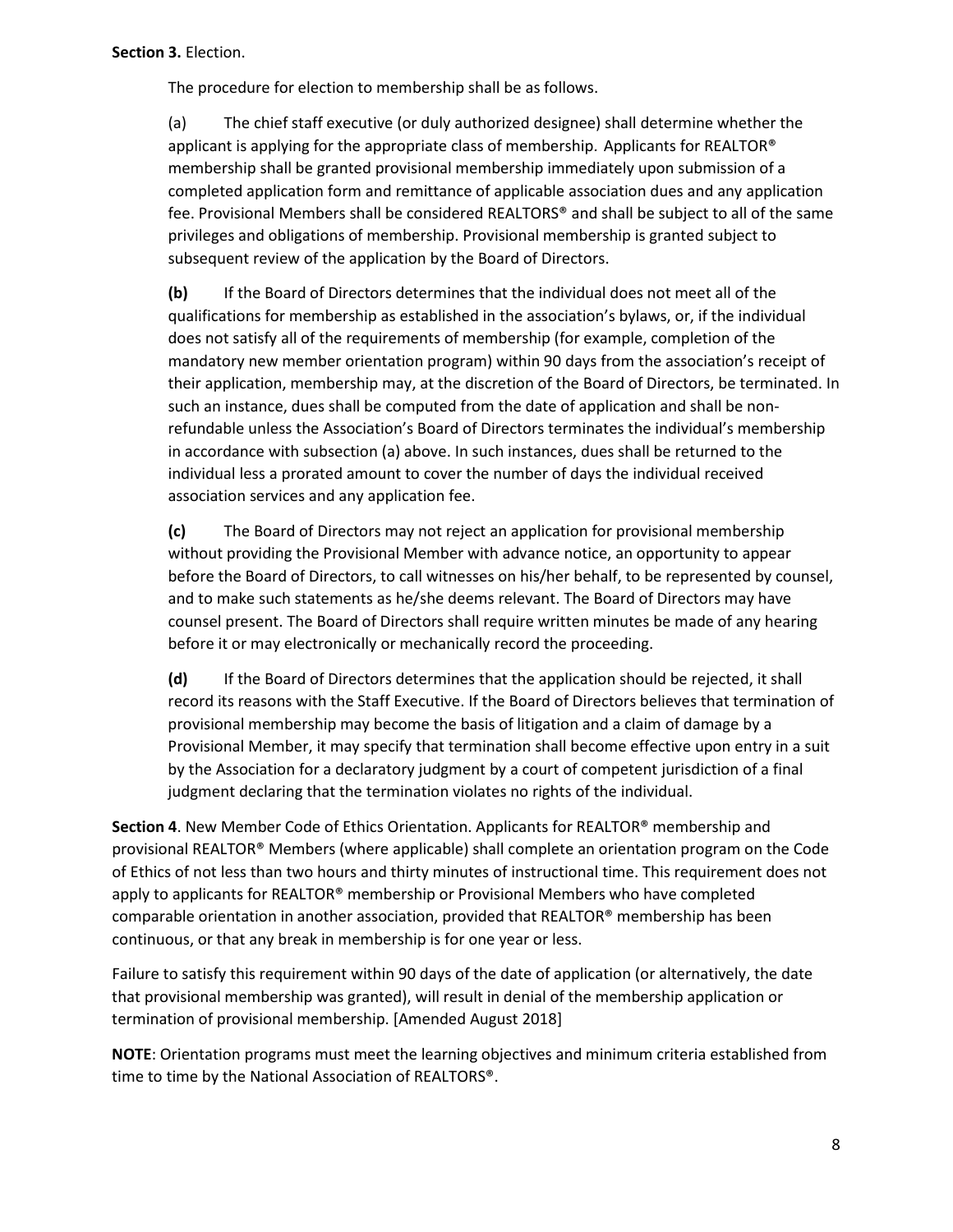**Section 3.** Election.

The procedure for election to membership shall be as follows.

(a) The chief staff executive (or duly authorized designee) shall determine whether the applicant is applying for the appropriate class of membership. Applicants for REALTOR® membership shall be granted provisional membership immediately upon submission of a completed application form and remittance of applicable association dues and any application fee. Provisional Members shall be considered REALTORS® and shall be subject to all of the same privileges and obligations of membership. Provisional membership is granted subject to subsequent review of the application by the Board of Directors.

**(b)** If the Board of Directors determines that the individual does not meet all of the qualifications for membership as established in the association's bylaws, or, if the individual does not satisfy all of the requirements of membership (for example, completion of the mandatory new member orientation program) within 90 days from the association's receipt of their application, membership may, at the discretion of the Board of Directors, be terminated. In such an instance, dues shall be computed from the date of application and shall be non-refundable unless the Association's Board of Directors terminates the individual's membership in accordance with subsection (a) above. In such instances, dues shall be returned to the individual less a prorated amount to cover the number of days the individual received association services and any application fee.

**(c)** The Board of Directors may not reject an application for provisional membership without providing the Provisional Member with advance notice, an opportunity to appear before the Board of Directors, to call witnesses on his/her behalf, to be represented by counsel, and to make such statements as he/she deems relevant. The Board of Directors may have counsel present. The Board of Directors shall require written minutes be made of any hearing before it or may electronically or mechanically record the proceeding.

**(d)** If the Board of Directors determines that the application should be rejected, it shall record its reasons with the Staff Executive. If the Board of Directors believes that termination of provisional membership may become the basis of litigation and a claim of damage by a Provisional Member, it may specify that termination shall become effective upon entry in a suit by the Association for a declaratory judgment by a court of competent jurisdiction of a final judgment declaring that the termination violates no rights of the individual.

**Section 4**. New Member Code of Ethics Orientation. Applicants for REALTOR® membership and provisional REALTOR® Members (where applicable) shall complete an orientation program on the Code of Ethics of not less than two hours and thirty minutes of instructional time. This requirement does not apply to applicants for REALTOR® membership or Provisional Members who have completed comparable orientation in another association, provided that REALTOR® membership has been continuous, or that any break in membership is for one year or less.

Failure to satisfy this requirement within 90 days of the date of application (or alternatively, the date that provisional membership was granted), will result in denial of the membership application or termination of provisional membership. [Amended August 2018]

**NOTE**: Orientation programs must meet the learning objectives and minimum criteria established from time to time by the National Association of REALTORS®.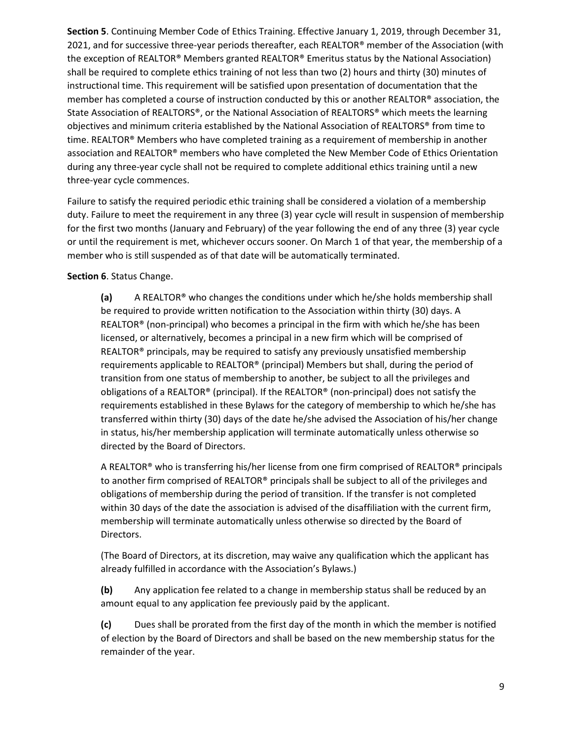**Section 5**. Continuing Member Code of Ethics Training. Effective January 1, 2019, through December 31, 2021, and for successive three-year periods thereafter, each REALTOR® member of the Association (with the exception of REALTOR® Members granted REALTOR® Emeritus status by the National Association) shall be required to complete ethics training of not less than two (2) hours and thirty (30) minutes of instructional time. This requirement will be satisfied upon presentation of documentation that the member has completed a course of instruction conducted by this or another REALTOR® association, the State Association of REALTORS®, or the National Association of REALTORS® which meets the learning objectives and minimum criteria established by the National Association of REALTORS® from time to time. REALTOR® Members who have completed training as a requirement of membership in another association and REALTOR® members who have completed the New Member Code of Ethics Orientation during any three-year cycle shall not be required to complete additional ethics training until a new three-year cycle commences.

Failure to satisfy the required periodic ethic training shall be considered a violation of a membership duty. Failure to meet the requirement in any three (3) year cycle will result in suspension of membership for the first two months (January and February) of the year following the end of any three (3) year cycle or until the requirement is met, whichever occurs sooner. On March 1 of that year, the membership of a member who is still suspended as of that date will be automatically terminated.

**Section 6**. Status Change.

**(a)** A REALTOR® who changes the conditions under which he/she holds membership shall be required to provide written notification to the Association within thirty (30) days. A REALTOR® (non-principal) who becomes a principal in the firm with which he/she has been licensed, or alternatively, becomes a principal in a new firm which will be comprised of REALTOR® principals, may be required to satisfy any previously unsatisfied membership requirements applicable to REALTOR® (principal) Members but shall, during the period of transition from one status of membership to another, be subject to all the privileges and obligations of a REALTOR® (principal). If the REALTOR® (non-principal) does not satisfy the requirements established in these Bylaws for the category of membership to which he/she has transferred within thirty (30) days of the date he/she advised the Association of his/her change in status, his/her membership application will terminate automatically unless otherwise so directed by the Board of Directors.

A REALTOR® who is transferring his/her license from one firm comprised of REALTOR® principals to another firm comprised of REALTOR® principals shall be subject to all of the privileges and obligations of membership during the period of transition. If the transfer is not completed within 30 days of the date the association is advised of the disaffiliation with the current firm, membership will terminate automatically unless otherwise so directed by the Board of Directors.

(The Board of Directors, at its discretion, may waive any qualification which the applicant has already fulfilled in accordance with the Association's Bylaws.)

**(b)** Any application fee related to a change in membership status shall be reduced by an amount equal to any application fee previously paid by the applicant.

**(c)** Dues shall be prorated from the first day of the month in which the member is notified of election by the Board of Directors and shall be based on the new membership status for the remainder of the year.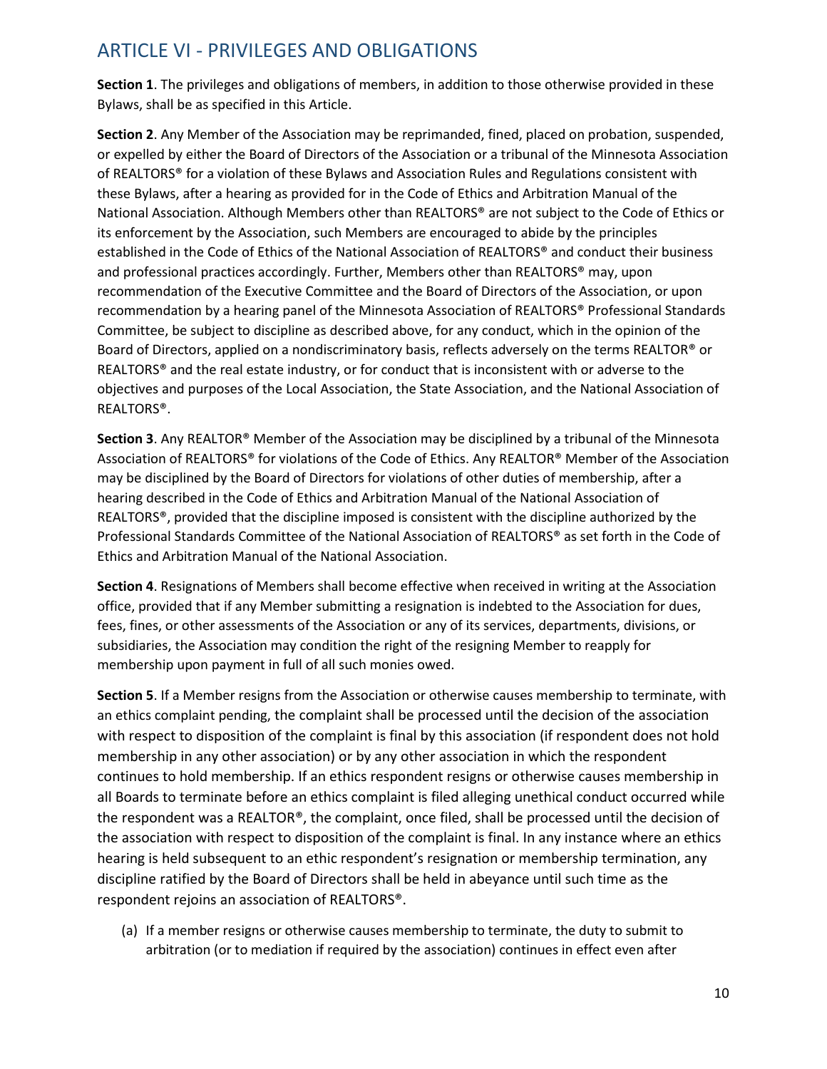## ARTICLE VI - PRIVILEGES AND OBLIGATIONS

**Section 1**. The privileges and obligations of members, in addition to those otherwise provided in these Bylaws, shall be as specified in this Article.

**Section 2**. Any Member of the Association may be reprimanded, fined, placed on probation, suspended, or expelled by either the Board of Directors of the Association or a tribunal of the Minnesota Association of REALTORS® for a violation of these Bylaws and Association Rules and Regulations consistent with these Bylaws, after a hearing as provided for in the Code of Ethics and Arbitration Manual of the National Association. Although Members other than REALTORS® are not subject to the Code of Ethics or its enforcement by the Association, such Members are encouraged to abide by the principles established in the Code of Ethics of the National Association of REALTORS® and conduct their business and professional practices accordingly. Further, Members other than REALTORS® may, upon recommendation of the Executive Committee and the Board of Directors of the Association, or upon recommendation by a hearing panel of the Minnesota Association of REALTORS® Professional Standards Committee, be subject to discipline as described above, for any conduct, which in the opinion of the Board of Directors, applied on a nondiscriminatory basis, reflects adversely on the terms REALTOR® or REALTORS® and the real estate industry, or for conduct that is inconsistent with or adverse to the objectives and purposes of the Local Association, the State Association, and the National Association of REALTORS®.

**Section 3**. Any REALTOR® Member of the Association may be disciplined by a tribunal of the Minnesota Association of REALTORS® for violations of the Code of Ethics. Any REALTOR® Member of the Association may be disciplined by the Board of Directors for violations of other duties of membership, after a hearing described in the Code of Ethics and Arbitration Manual of the National Association of REALTORS®, provided that the discipline imposed is consistent with the discipline authorized by the Professional Standards Committee of the National Association of REALTORS® as set forth in the Code of Ethics and Arbitration Manual of the National Association.

**Section 4**. Resignations of Members shall become effective when received in writing at the Association office, provided that if any Member submitting a resignation is indebted to the Association for dues, fees, fines, or other assessments of the Association or any of its services, departments, divisions, or subsidiaries, the Association may condition the right of the resigning Member to reapply for membership upon payment in full of all such monies owed.

**Section 5**. If a Member resigns from the Association or otherwise causes membership to terminate, with an ethics complaint pending, the complaint shall be processed until the decision of the association with respect to disposition of the complaint is final by this association (if respondent does not hold membership in any other association) or by any other association in which the respondent continues to hold membership. If an ethics respondent resigns or otherwise causes membership in all Boards to terminate before an ethics complaint is filed alleging unethical conduct occurred while the respondent was a REALTOR®, the complaint, once filed, shall be processed until the decision of the association with respect to disposition of the complaint is final. In any instance where an ethics hearing is held subsequent to an ethic respondent's resignation or membership termination, any discipline ratified by the Board of Directors shall be held in abeyance until such time as the respondent rejoins an association of REALTORS®.

(a) If a member resigns or otherwise causes membership to terminate, the duty to submit to arbitration (or to mediation if required by the association) continues in effect even after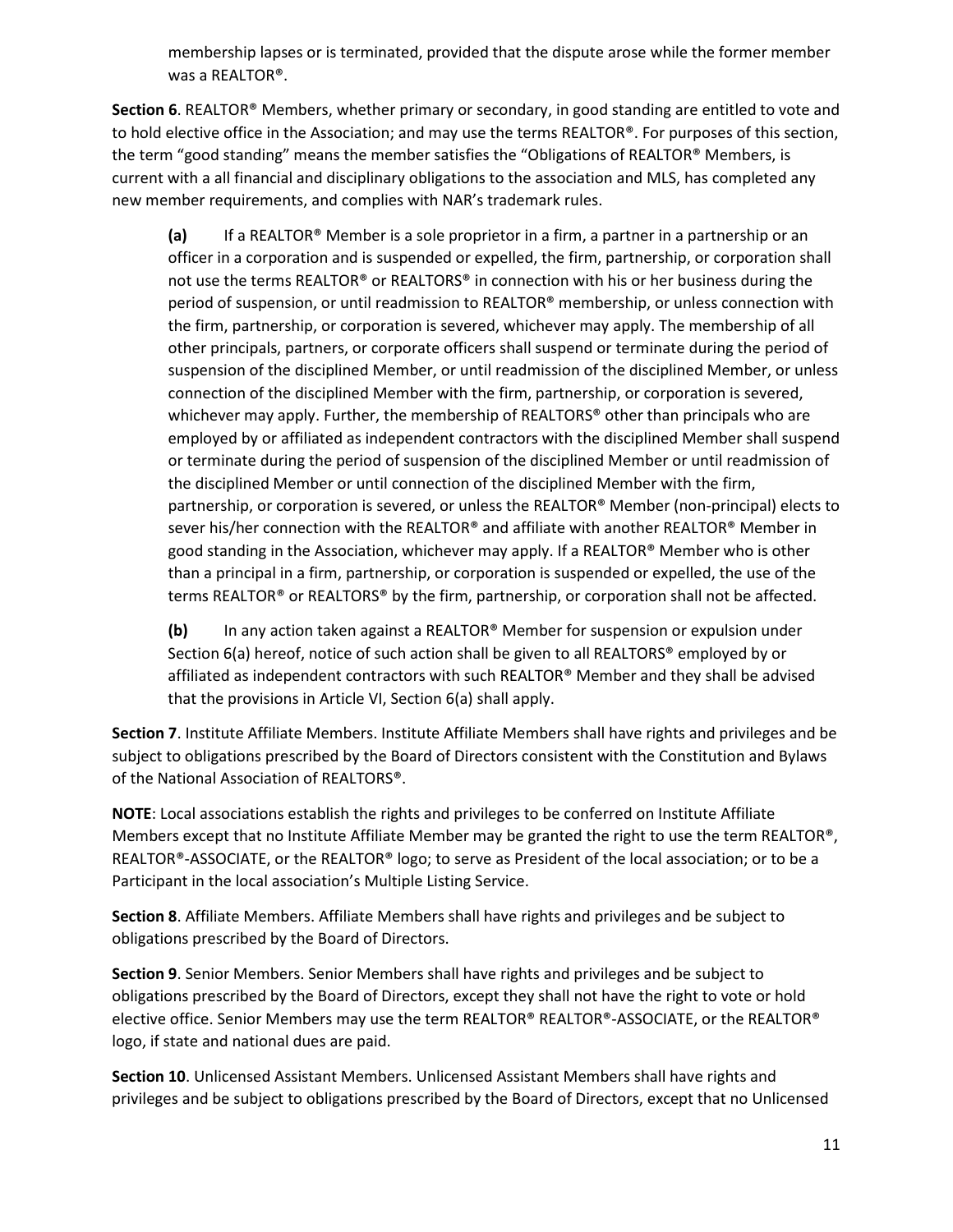membership lapses or is terminated, provided that the dispute arose while the former member was a REALTOR®.

**Section 6**. REALTOR® Members, whether primary or secondary, in good standing are entitled to vote and to hold elective office in the Association; and may use the terms REALTOR®. For purposes of this section, the term "good standing" means the member satisfies the "Obligations of REALTOR® Members, is current with a all financial and disciplinary obligations to the association and MLS, has completed any new member requirements, and complies with NAR's trademark rules.

**(a)** If a REALTOR® Member is a sole proprietor in a firm, a partner in a partnership or an officer in a corporation and is suspended or expelled, the firm, partnership, or corporation shall not use the terms REALTOR® or REALTORS® in connection with his or her business during the period of suspension, or until readmission to REALTOR® membership, or unless connection with the firm, partnership, or corporation is severed, whichever may apply. The membership of all other principals, partners, or corporate officers shall suspend or terminate during the period of suspension of the disciplined Member, or until readmission of the disciplined Member, or unless connection of the disciplined Member with the firm, partnership, or corporation is severed, whichever may apply. Further, the membership of REALTORS® other than principals who are employed by or affiliated as independent contractors with the disciplined Member shall suspend or terminate during the period of suspension of the disciplined Member or until readmission of the disciplined Member or until connection of the disciplined Member with the firm, partnership, or corporation is severed, or unless the REALTOR® Member (non-principal) elects to sever his/her connection with the REALTOR® and affiliate with another REALTOR® Member in good standing in the Association, whichever may apply. If a REALTOR® Member who is other than a principal in a firm, partnership, or corporation is suspended or expelled, the use of the terms REALTOR® or REALTORS® by the firm, partnership, or corporation shall not be affected.

**(b)** In any action taken against a REALTOR® Member for suspension or expulsion under Section 6(a) hereof, notice of such action shall be given to all REALTORS® employed by or affiliated as independent contractors with such REALTOR® Member and they shall be advised that the provisions in Article VI, Section 6(a) shall apply.

**Section 7**. Institute Affiliate Members. Institute Affiliate Members shall have rights and privileges and be subject to obligations prescribed by the Board of Directors consistent with the Constitution and Bylaws of the National Association of REALTORS®.

**NOTE**: Local associations establish the rights and privileges to be conferred on Institute Affiliate Members except that no Institute Affiliate Member may be granted the right to use the term REALTOR®, REALTOR®-ASSOCIATE, or the REALTOR® logo; to serve as President of the local association; or to be a Participant in the local association's Multiple Listing Service.

**Section 8**. Affiliate Members. Affiliate Members shall have rights and privileges and be subject to obligations prescribed by the Board of Directors.

**Section 9**. Senior Members. Senior Members shall have rights and privileges and be subject to obligations prescribed by the Board of Directors, except they shall not have the right to vote or hold elective office. Senior Members may use the term REALTOR® REALTOR®-ASSOCIATE, or the REALTOR® logo, if state and national dues are paid.

**Section 10**. Unlicensed Assistant Members. Unlicensed Assistant Members shall have rights and privileges and be subject to obligations prescribed by the Board of Directors, except that no Unlicensed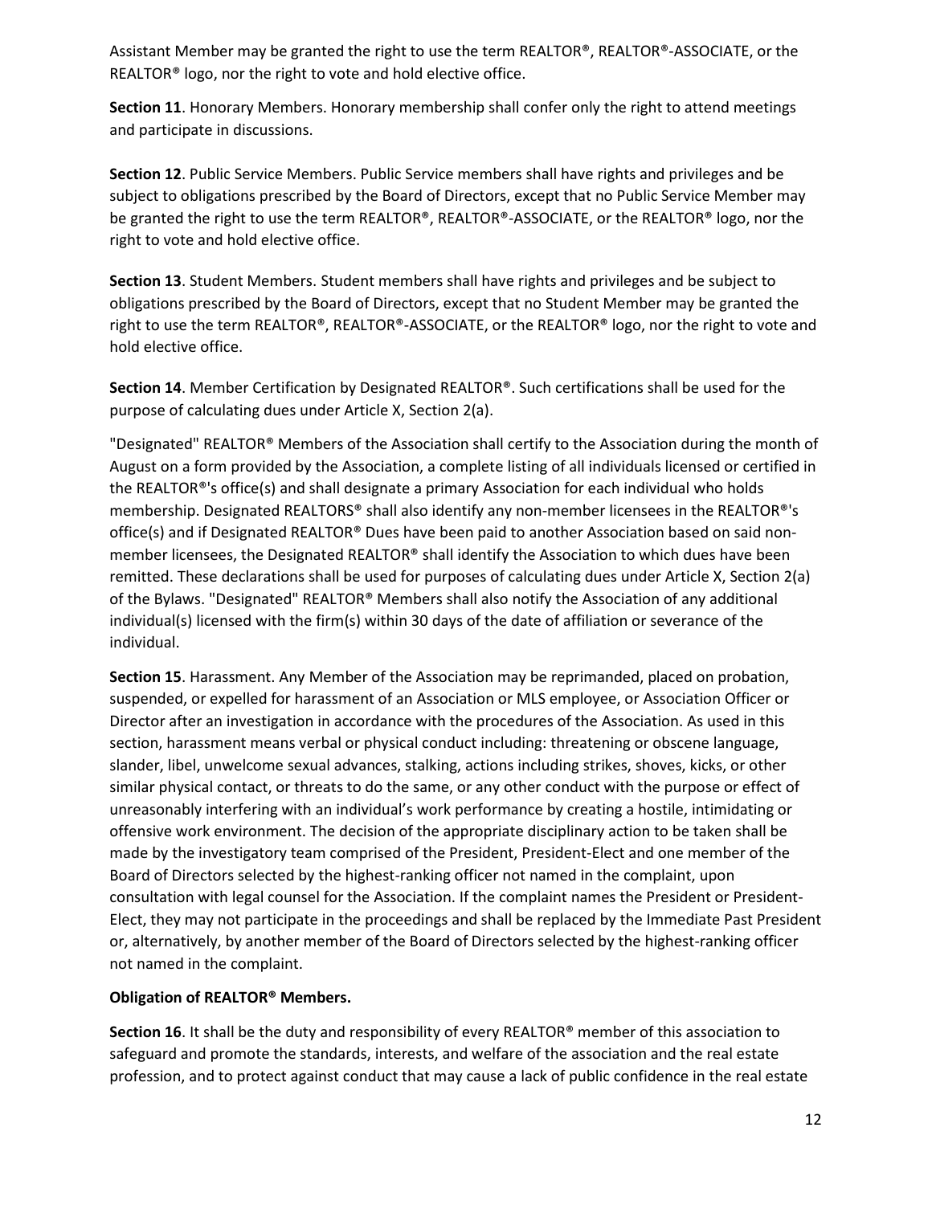Assistant Member may be granted the right to use the term REALTOR®, REALTOR®-ASSOCIATE, or the REALTOR® logo, nor the right to vote and hold elective office.

**Section 11**. Honorary Members. Honorary membership shall confer only the right to attend meetings and participate in discussions.

**Section 12**. Public Service Members. Public Service members shall have rights and privileges and be subject to obligations prescribed by the Board of Directors, except that no Public Service Member may be granted the right to use the term REALTOR®, REALTOR®-ASSOCIATE, or the REALTOR® logo, nor the right to vote and hold elective office.

**Section 13**. Student Members. Student members shall have rights and privileges and be subject to obligations prescribed by the Board of Directors, except that no Student Member may be granted the right to use the term REALTOR®, REALTOR®-ASSOCIATE, or the REALTOR® logo, nor the right to vote and hold elective office.

**Section 14**. Member Certification by Designated REALTOR®. Such certifications shall be used for the purpose of calculating dues under Article X, Section 2(a).

"Designated" REALTOR® Members of the Association shall certify to the Association during the month of August on a form provided by the Association, a complete listing of all individuals licensed or certified in the REALTOR®'s office(s) and shall designate a primary Association for each individual who holds membership. Designated REALTORS® shall also identify any non-member licensees in the REALTOR®'s office(s) and if Designated REALTOR® Dues have been paid to another Association based on said non-member licensees, the Designated REALTOR® shall identify the Association to which dues have been remitted. These declarations shall be used for purposes of calculating dues under Article X, Section 2(a) of the Bylaws. "Designated" REALTOR® Members shall also notify the Association of any additional individual(s) licensed with the firm(s) within 30 days of the date of affiliation or severance of the individual.

**Section 15**. Harassment. Any Member of the Association may be reprimanded, placed on probation, suspended, or expelled for harassment of an Association or MLS employee, or Association Officer or Director after an investigation in accordance with the procedures of the Association. As used in this section, harassment means verbal or physical conduct including: threatening or obscene language, slander, libel, unwelcome sexual advances, stalking, actions including strikes, shoves, kicks, or other similar physical contact, or threats to do the same, or any other conduct with the purpose or effect of unreasonably interfering with an individual's work performance by creating a hostile, intimidating or offensive work environment. The decision of the appropriate disciplinary action to be taken shall be made by the investigatory team comprised of the President, President-Elect and one member of the Board of Directors selected by the highest-ranking officer not named in the complaint, upon consultation with legal counsel for the Association. If the complaint names the President or President-Elect, they may not participate in the proceedings and shall be replaced by the Immediate Past President or, alternatively, by another member of the Board of Directors selected by the highest-ranking officer not named in the complaint.

**Obligation of REALTOR® Members.**

**Section 16**. It shall be the duty and responsibility of every REALTOR® member of this association to safeguard and promote the standards, interests, and welfare of the association and the real estate profession, and to protect against conduct that may cause a lack of public confidence in the real estate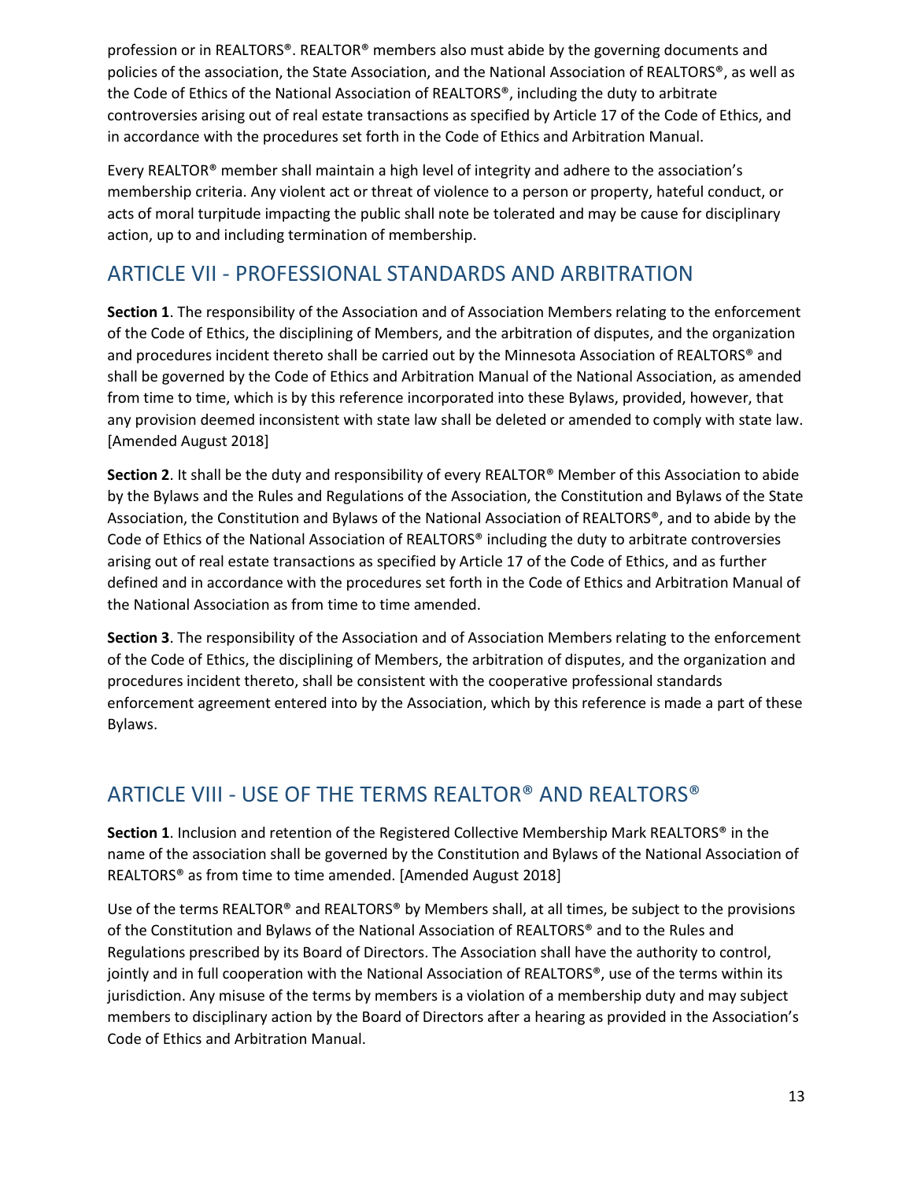profession or in REALTORS®. REALTOR® members also must abide by the governing documents and policies of the association, the State Association, and the National Association of REALTORS®, as well as the Code of Ethics of the National Association of REALTORS®, including the duty to arbitrate controversies arising out of real estate transactions as specified by Article 17 of the Code of Ethics, and in accordance with the procedures set forth in the Code of Ethics and Arbitration Manual.

Every REALTOR® member shall maintain a high level of integrity and adhere to the association's membership criteria. Any violent act or threat of violence to a person or property, hateful conduct, or acts of moral turpitude impacting the public shall note be tolerated and may be cause for disciplinary action, up to and including termination of membership.

## ARTICLE VII - PROFESSIONAL STANDARDS AND ARBITRATION

**Section 1**. The responsibility of the Association and of Association Members relating to the enforcement of the Code of Ethics, the disciplining of Members, and the arbitration of disputes, and the organization and procedures incident thereto shall be carried out by the Minnesota Association of REALTORS® and shall be governed by the Code of Ethics and Arbitration Manual of the National Association, as amended from time to time, which is by this reference incorporated into these Bylaws, provided, however, that any provision deemed inconsistent with state law shall be deleted or amended to comply with state law. [Amended August 2018]

**Section 2**. It shall be the duty and responsibility of every REALTOR® Member of this Association to abide by the Bylaws and the Rules and Regulations of the Association, the Constitution and Bylaws of the State Association, the Constitution and Bylaws of the National Association of REALTORS®, and to abide by the Code of Ethics of the National Association of REALTORS® including the duty to arbitrate controversies arising out of real estate transactions as specified by Article 17 of the Code of Ethics, and as further defined and in accordance with the procedures set forth in the Code of Ethics and Arbitration Manual of the National Association as from time to time amended.

**Section 3**. The responsibility of the Association and of Association Members relating to the enforcement of the Code of Ethics, the disciplining of Members, the arbitration of disputes, and the organization and procedures incident thereto, shall be consistent with the cooperative professional standards enforcement agreement entered into by the Association, which by this reference is made a part of these Bylaws.

## ARTICLE VIII - USE OF THE TERMS REALTOR® AND REALTORS®

**Section 1**. Inclusion and retention of the Registered Collective Membership Mark REALTORS® in the name of the association shall be governed by the Constitution and Bylaws of the National Association of REALTORS® as from time to time amended. [Amended August 2018]

Use of the terms REALTOR® and REALTORS® by Members shall, at all times, be subject to the provisions of the Constitution and Bylaws of the National Association of REALTORS® and to the Rules and Regulations prescribed by its Board of Directors. The Association shall have the authority to control, jointly and in full cooperation with the National Association of REALTORS®, use of the terms within its jurisdiction. Any misuse of the terms by members is a violation of a membership duty and may subject members to disciplinary action by the Board of Directors after a hearing as provided in the Association's Code of Ethics and Arbitration Manual.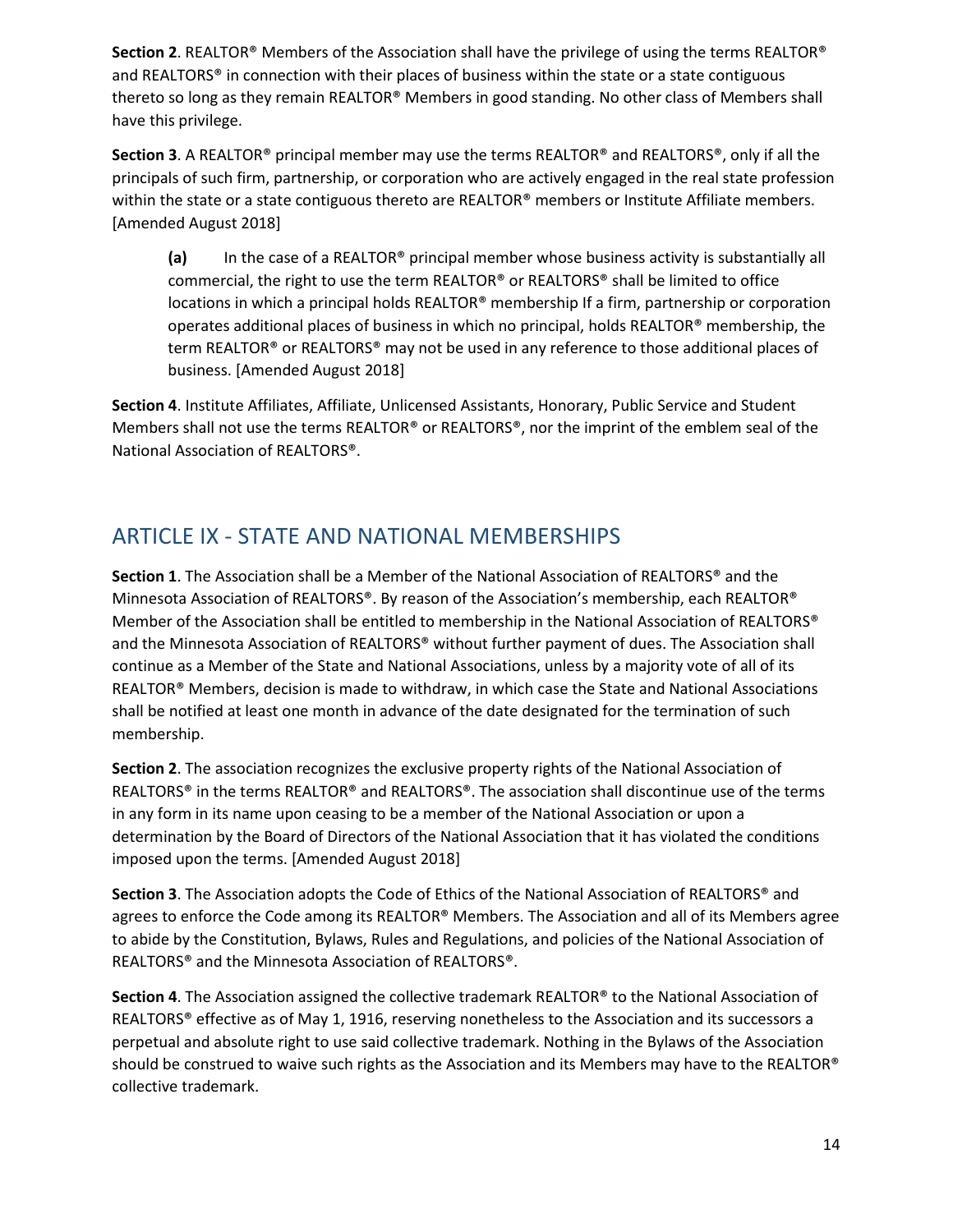**Section 2**. REALTOR® Members of the Association shall have the privilege of using the terms REALTOR® and REALTORS® in connection with their places of business within the state or a state contiguous thereto so long as they remain REALTOR® Members in good standing. No other class of Members shall have this privilege.

**Section 3**. A REALTOR® principal member may use the terms REALTOR® and REALTORS®, only if all the principals of such firm, partnership, or corporation who are actively engaged in the real state profession within the state or a state contiguous thereto are REALTOR® members or Institute Affiliate members. [Amended August 2018]

> **(a)** In the case of a REALTOR® principal member whose business activity is substantially all commercial, the right to use the term REALTOR® or REALTORS® shall be limited to office locations in which a principal holds REALTOR® membership If a firm, partnership or corporation operates additional places of business in which no principal, holds REALTOR® membership, the term REALTOR® or REALTORS® may not be used in any reference to those additional places of business. [Amended August 2018]

**Section 4**. Institute Affiliates, Affiliate, Unlicensed Assistants, Honorary, Public Service and Student Members shall not use the terms REALTOR® or REALTORS®, nor the imprint of the emblem seal of the National Association of REALTORS®.

## ARTICLE IX - STATE AND NATIONAL MEMBERSHIPS

**Section 1**. The Association shall be a Member of the National Association of REALTORS® and the Minnesota Association of REALTORS®. By reason of the Association's membership, each REALTOR® Member of the Association shall be entitled to membership in the National Association of REALTORS® and the Minnesota Association of REALTORS® without further payment of dues. The Association shall continue as a Member of the State and National Associations, unless by a majority vote of all of its REALTOR® Members, decision is made to withdraw, in which case the State and National Associations shall be notified at least one month in advance of the date designated for the termination of such membership.

**Section 2**. The association recognizes the exclusive property rights of the National Association of REALTORS® in the terms REALTOR® and REALTORS®. The association shall discontinue use of the terms in any form in its name upon ceasing to be a member of the National Association or upon a determination by the Board of Directors of the National Association that it has violated the conditions imposed upon the terms. [Amended August 2018]

**Section 3**. The Association adopts the Code of Ethics of the National Association of REALTORS® and agrees to enforce the Code among its REALTOR® Members. The Association and all of its Members agree to abide by the Constitution, Bylaws, Rules and Regulations, and policies of the National Association of REALTORS® and the Minnesota Association of REALTORS®.

**Section 4**. The Association assigned the collective trademark REALTOR® to the National Association of REALTORS® effective as of May 1, 1916, reserving nonetheless to the Association and its successors a perpetual and absolute right to use said collective trademark. Nothing in the Bylaws of the Association should be construed to waive such rights as the Association and its Members may have to the REALTOR® collective trademark.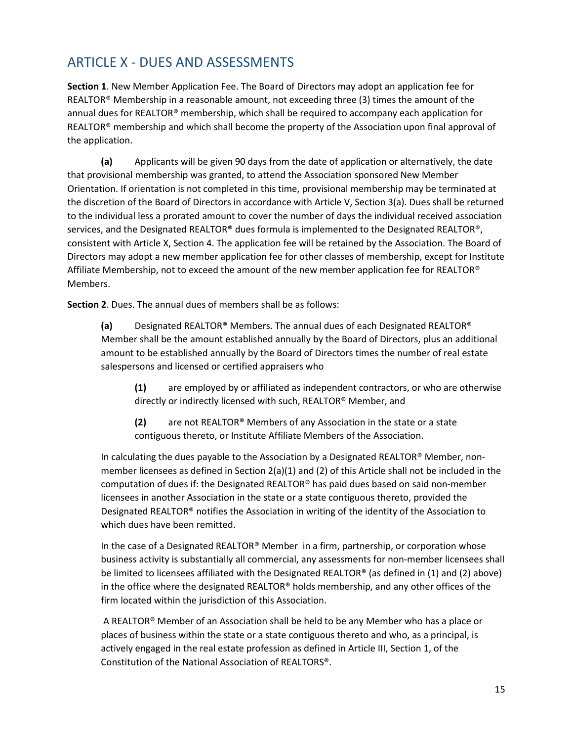## ARTICLE X - DUES AND ASSESSMENTS

**Section 1**. New Member Application Fee. The Board of Directors may adopt an application fee for REALTOR® Membership in a reasonable amount, not exceeding three (3) times the amount of the annual dues for REALTOR® membership, which shall be required to accompany each application for REALTOR® membership and which shall become the property of the Association upon final approval of the application.

**(a)** Applicants will be given 90 days from the date of application or alternatively, the date that provisional membership was granted, to attend the Association sponsored New Member Orientation. If orientation is not completed in this time, provisional membership may be terminated at the discretion of the Board of Directors in accordance with Article V, Section 3(a). Dues shall be returned to the individual less a prorated amount to cover the number of days the individual received association services, and the Designated REALTOR® dues formula is implemented to the Designated REALTOR®, consistent with Article X, Section 4. The application fee will be retained by the Association. The Board of Directors may adopt a new member application fee for other classes of membership, except for Institute Affiliate Membership, not to exceed the amount of the new member application fee for REALTOR® Members.

**Section 2**. Dues. The annual dues of members shall be as follows:

**(a)** Designated REALTOR® Members. The annual dues of each Designated REALTOR® Member shall be the amount established annually by the Board of Directors, plus an additional amount to be established annually by the Board of Directors times the number of real estate salespersons and licensed or certified appraisers who

**(1)** are employed by or affiliated as independent contractors, or who are otherwise directly or indirectly licensed with such, REALTOR® Member, and

**(2)** are not REALTOR® Members of any Association in the state or a state contiguous thereto, or Institute Affiliate Members of the Association.

In calculating the dues payable to the Association by a Designated REALTOR® Member, non-member licensees as defined in Section 2(a)(1) and (2) of this Article shall not be included in the computation of dues if: the Designated REALTOR® has paid dues based on said non-member licensees in another Association in the state or a state contiguous thereto, provided the Designated REALTOR® notifies the Association in writing of the identity of the Association to which dues have been remitted.

In the case of a Designated REALTOR® Member in a firm, partnership, or corporation whose business activity is substantially all commercial, any assessments for non-member licensees shall be limited to licensees affiliated with the Designated REALTOR® (as defined in (1) and (2) above) in the office where the designated REALTOR® holds membership, and any other offices of the firm located within the jurisdiction of this Association.

A REALTOR® Member of an Association shall be held to be any Member who has a place or places of business within the state or a state contiguous thereto and who, as a principal, is actively engaged in the real estate profession as defined in Article III, Section 1, of the Constitution of the National Association of REALTORS®.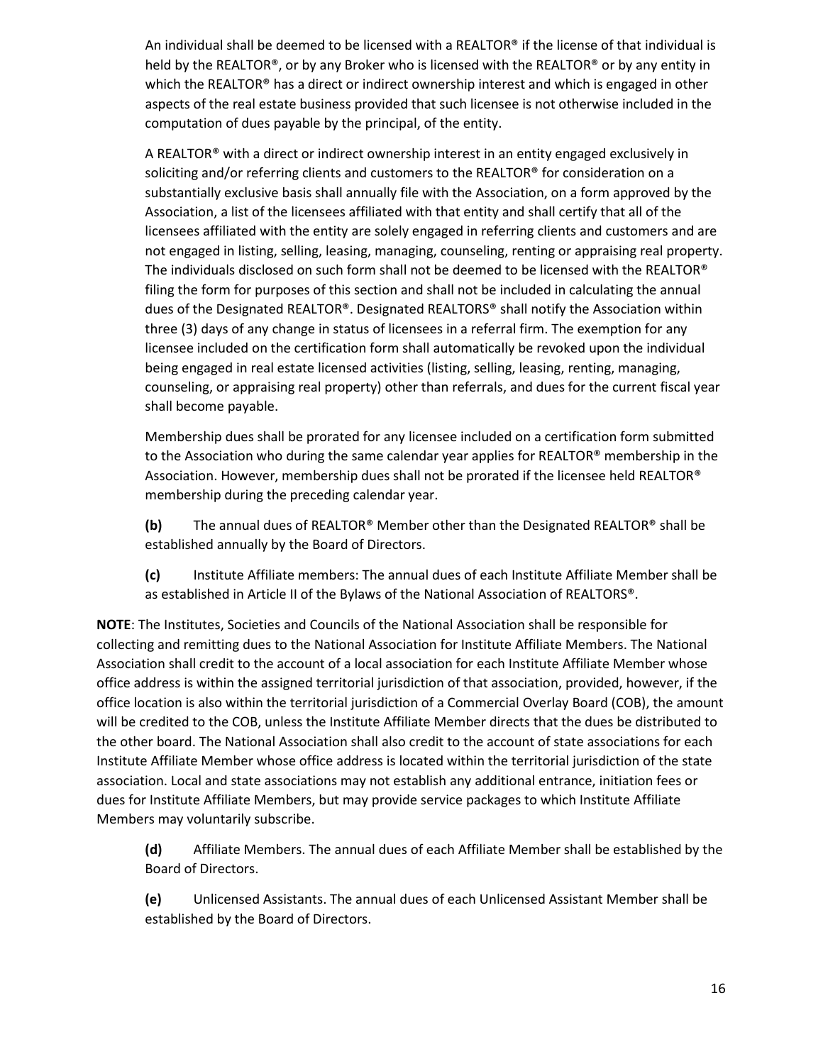An individual shall be deemed to be licensed with a REALTOR® if the license of that individual is held by the REALTOR®, or by any Broker who is licensed with the REALTOR® or by any entity in which the REALTOR® has a direct or indirect ownership interest and which is engaged in other aspects of the real estate business provided that such licensee is not otherwise included in the computation of dues payable by the principal, of the entity.

A REALTOR® with a direct or indirect ownership interest in an entity engaged exclusively in soliciting and/or referring clients and customers to the REALTOR® for consideration on a substantially exclusive basis shall annually file with the Association, on a form approved by the Association, a list of the licensees affiliated with that entity and shall certify that all of the licensees affiliated with the entity are solely engaged in referring clients and customers and are not engaged in listing, selling, leasing, managing, counseling, renting or appraising real property. The individuals disclosed on such form shall not be deemed to be licensed with the REALTOR® filing the form for purposes of this section and shall not be included in calculating the annual dues of the Designated REALTOR®. Designated REALTORS® shall notify the Association within three (3) days of any change in status of licensees in a referral firm. The exemption for any licensee included on the certification form shall automatically be revoked upon the individual being engaged in real estate licensed activities (listing, selling, leasing, renting, managing, counseling, or appraising real property) other than referrals, and dues for the current fiscal year shall become payable.

Membership dues shall be prorated for any licensee included on a certification form submitted to the Association who during the same calendar year applies for REALTOR® membership in the Association. However, membership dues shall not be prorated if the licensee held REALTOR® membership during the preceding calendar year.

**(b)** The annual dues of REALTOR® Member other than the Designated REALTOR® shall be established annually by the Board of Directors.

**(c)** Institute Affiliate members: The annual dues of each Institute Affiliate Member shall be as established in Article II of the Bylaws of the National Association of REALTORS®.

**NOTE**: The Institutes, Societies and Councils of the National Association shall be responsible for collecting and remitting dues to the National Association for Institute Affiliate Members. The National Association shall credit to the account of a local association for each Institute Affiliate Member whose office address is within the assigned territorial jurisdiction of that association, provided, however, if the office location is also within the territorial jurisdiction of a Commercial Overlay Board (COB), the amount will be credited to the COB, unless the Institute Affiliate Member directs that the dues be distributed to the other board. The National Association shall also credit to the account of state associations for each Institute Affiliate Member whose office address is located within the territorial jurisdiction of the state association. Local and state associations may not establish any additional entrance, initiation fees or dues for Institute Affiliate Members, but may provide service packages to which Institute Affiliate Members may voluntarily subscribe.

**(d)** Affiliate Members. The annual dues of each Affiliate Member shall be established by the Board of Directors.

**(e)** Unlicensed Assistants. The annual dues of each Unlicensed Assistant Member shall be established by the Board of Directors.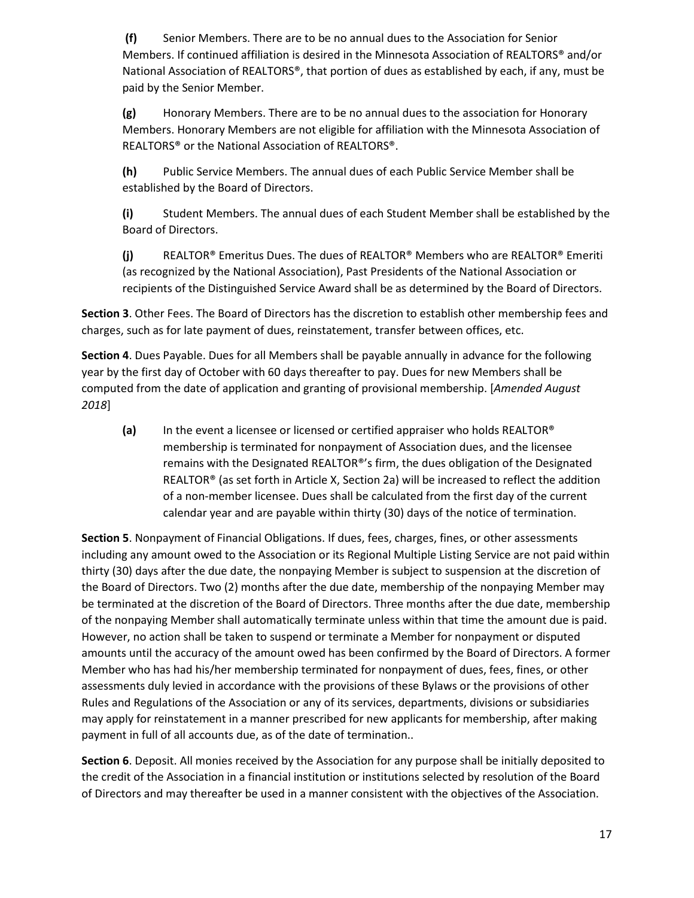**(f)** Senior Members. There are to be no annual dues to the Association for Senior Members. If continued affiliation is desired in the Minnesota Association of REALTORS® and/or National Association of REALTORS®, that portion of dues as established by each, if any, must be paid by the Senior Member.

**(g)** Honorary Members. There are to be no annual dues to the association for Honorary Members. Honorary Members are not eligible for affiliation with the Minnesota Association of REALTORS® or the National Association of REALTORS®.

**(h)** Public Service Members. The annual dues of each Public Service Member shall be established by the Board of Directors.

**(i)** Student Members. The annual dues of each Student Member shall be established by the Board of Directors.

**(j)** REALTOR® Emeritus Dues. The dues of REALTOR® Members who are REALTOR® Emeriti (as recognized by the National Association), Past Presidents of the National Association or recipients of the Distinguished Service Award shall be as determined by the Board of Directors.

**Section 3**. Other Fees. The Board of Directors has the discretion to establish other membership fees and charges, such as for late payment of dues, reinstatement, transfer between offices, etc.

**Section 4**. Dues Payable. Dues for all Members shall be payable annually in advance for the following year by the first day of October with 60 days thereafter to pay. Dues for new Members shall be computed from the date of application and granting of provisional membership. [*Amended August 2018*]

**(a)** In the event a licensee or licensed or certified appraiser who holds REALTOR® membership is terminated for nonpayment of Association dues, and the licensee remains with the Designated REALTOR®'s firm, the dues obligation of the Designated REALTOR® (as set forth in Article X, Section 2a) will be increased to reflect the addition of a non-member licensee. Dues shall be calculated from the first day of the current calendar year and are payable within thirty (30) days of the notice of termination.

**Section 5**. Nonpayment of Financial Obligations. If dues, fees, charges, fines, or other assessments including any amount owed to the Association or its Regional Multiple Listing Service are not paid within thirty (30) days after the due date, the nonpaying Member is subject to suspension at the discretion of the Board of Directors. Two (2) months after the due date, membership of the nonpaying Member may be terminated at the discretion of the Board of Directors. Three months after the due date, membership of the nonpaying Member shall automatically terminate unless within that time the amount due is paid. However, no action shall be taken to suspend or terminate a Member for nonpayment or disputed amounts until the accuracy of the amount owed has been confirmed by the Board of Directors. A former Member who has had his/her membership terminated for nonpayment of dues, fees, fines, or other assessments duly levied in accordance with the provisions of these Bylaws or the provisions of other Rules and Regulations of the Association or any of its services, departments, divisions or subsidiaries may apply for reinstatement in a manner prescribed for new applicants for membership, after making payment in full of all accounts due, as of the date of termination..

**Section 6**. Deposit. All monies received by the Association for any purpose shall be initially deposited to the credit of the Association in a financial institution or institutions selected by resolution of the Board of Directors and may thereafter be used in a manner consistent with the objectives of the Association.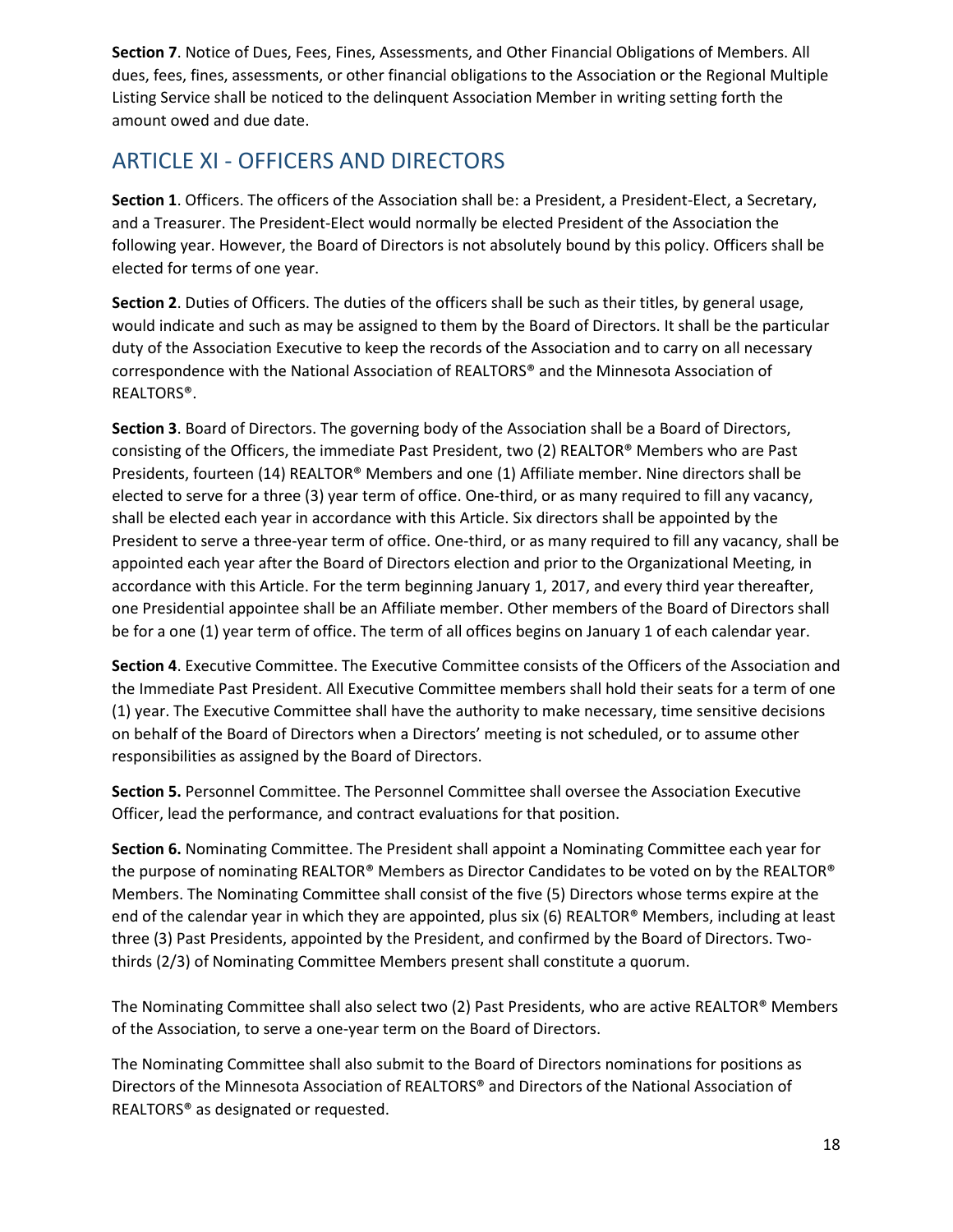**Section 7**. Notice of Dues, Fees, Fines, Assessments, and Other Financial Obligations of Members. All dues, fees, fines, assessments, or other financial obligations to the Association or the Regional Multiple Listing Service shall be noticed to the delinquent Association Member in writing setting forth the amount owed and due date.

## ARTICLE XI - OFFICERS AND DIRECTORS

**Section 1**. Officers. The officers of the Association shall be: a President, a President-Elect, a Secretary, and a Treasurer. The President-Elect would normally be elected President of the Association the following year. However, the Board of Directors is not absolutely bound by this policy. Officers shall be elected for terms of one year.

**Section 2**. Duties of Officers. The duties of the officers shall be such as their titles, by general usage, would indicate and such as may be assigned to them by the Board of Directors. It shall be the particular duty of the Association Executive to keep the records of the Association and to carry on all necessary correspondence with the National Association of REALTORS® and the Minnesota Association of REALTORS®.

**Section 3**. Board of Directors. The governing body of the Association shall be a Board of Directors, consisting of the Officers, the immediate Past President, two (2) REALTOR® Members who are Past Presidents, fourteen (14) REALTOR® Members and one (1) Affiliate member. Nine directors shall be elected to serve for a three (3) year term of office. One-third, or as many required to fill any vacancy, shall be elected each year in accordance with this Article. Six directors shall be appointed by the President to serve a three-year term of office. One-third, or as many required to fill any vacancy, shall be appointed each year after the Board of Directors election and prior to the Organizational Meeting, in accordance with this Article. For the term beginning January 1, 2017, and every third year thereafter, one Presidential appointee shall be an Affiliate member. Other members of the Board of Directors shall be for a one (1) year term of office. The term of all offices begins on January 1 of each calendar year.

**Section 4**. Executive Committee. The Executive Committee consists of the Officers of the Association and the Immediate Past President. All Executive Committee members shall hold their seats for a term of one (1) year. The Executive Committee shall have the authority to make necessary, time sensitive decisions on behalf of the Board of Directors when a Directors' meeting is not scheduled, or to assume other responsibilities as assigned by the Board of Directors.

**Section 5.** Personnel Committee. The Personnel Committee shall oversee the Association Executive Officer, lead the performance, and contract evaluations for that position.

**Section 6.** Nominating Committee. The President shall appoint a Nominating Committee each year for the purpose of nominating REALTOR® Members as Director Candidates to be voted on by the REALTOR® Members. The Nominating Committee shall consist of the five (5) Directors whose terms expire at the end of the calendar year in which they are appointed, plus six (6) REALTOR® Members, including at least three (3) Past Presidents, appointed by the President, and confirmed by the Board of Directors. Two-thirds (2/3) of Nominating Committee Members present shall constitute a quorum.

The Nominating Committee shall also select two (2) Past Presidents, who are active REALTOR® Members of the Association, to serve a one-year term on the Board of Directors.

The Nominating Committee shall also submit to the Board of Directors nominations for positions as Directors of the Minnesota Association of REALTORS® and Directors of the National Association of REALTORS® as designated or requested.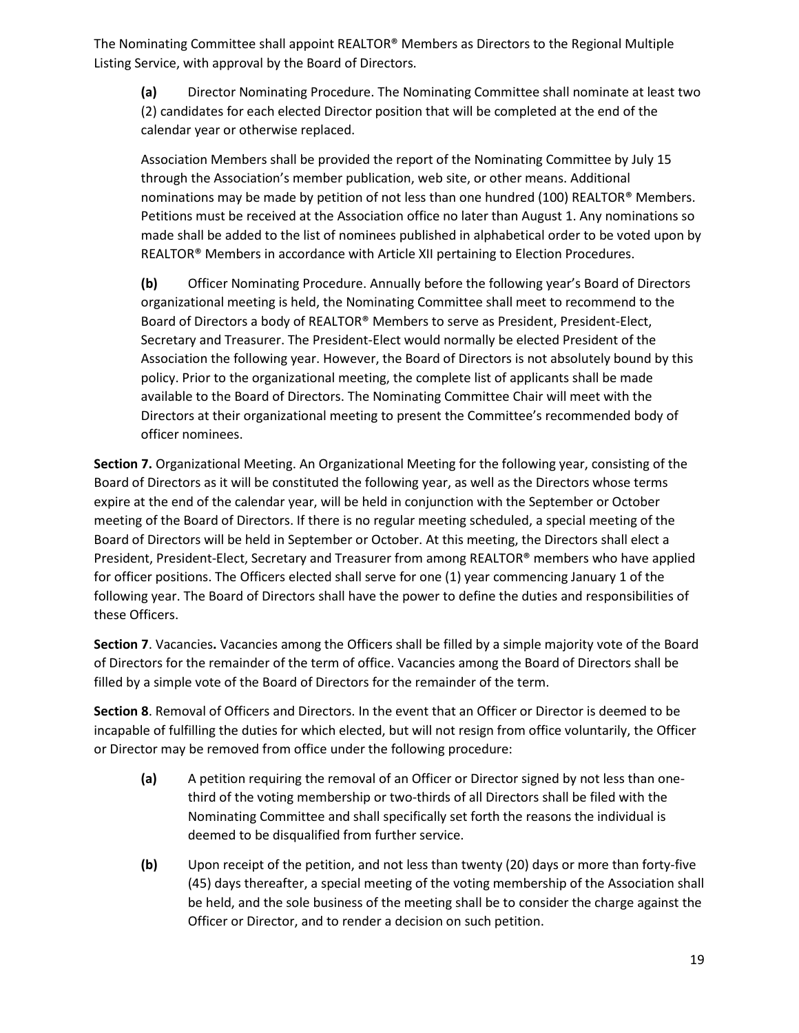The Nominating Committee shall appoint REALTOR® Members as Directors to the Regional Multiple Listing Service, with approval by the Board of Directors.

> **(a)** Director Nominating Procedure. The Nominating Committee shall nominate at least two (2) candidates for each elected Director position that will be completed at the end of the calendar year or otherwise replaced.
>
> Association Members shall be provided the report of the Nominating Committee by July 15 through the Association's member publication, web site, or other means. Additional nominations may be made by petition of not less than one hundred (100) REALTOR® Members. Petitions must be received at the Association office no later than August 1. Any nominations so made shall be added to the list of nominees published in alphabetical order to be voted upon by REALTOR® Members in accordance with Article XII pertaining to Election Procedures.
>
> **(b)** Officer Nominating Procedure. Annually before the following year's Board of Directors organizational meeting is held, the Nominating Committee shall meet to recommend to the Board of Directors a body of REALTOR® Members to serve as President, President-Elect, Secretary and Treasurer. The President-Elect would normally be elected President of the Association the following year. However, the Board of Directors is not absolutely bound by this policy. Prior to the organizational meeting, the complete list of applicants shall be made available to the Board of Directors. The Nominating Committee Chair will meet with the Directors at their organizational meeting to present the Committee's recommended body of officer nominees.

**Section 7.** Organizational Meeting. An Organizational Meeting for the following year, consisting of the Board of Directors as it will be constituted the following year, as well as the Directors whose terms expire at the end of the calendar year, will be held in conjunction with the September or October meeting of the Board of Directors. If there is no regular meeting scheduled, a special meeting of the Board of Directors will be held in September or October. At this meeting, the Directors shall elect a President, President-Elect, Secretary and Treasurer from among REALTOR® members who have applied for officer positions. The Officers elected shall serve for one (1) year commencing January 1 of the following year. The Board of Directors shall have the power to define the duties and responsibilities of these Officers.

**Section 7**. Vacancies**.** Vacancies among the Officers shall be filled by a simple majority vote of the Board of Directors for the remainder of the term of office. Vacancies among the Board of Directors shall be filled by a simple vote of the Board of Directors for the remainder of the term.

**Section 8**. Removal of Officers and Directors. In the event that an Officer or Director is deemed to be incapable of fulfilling the duties for which elected, but will not resign from office voluntarily, the Officer or Director may be removed from office under the following procedure:

> **(a)** A petition requiring the removal of an Officer or Director signed by not less than one-third of the voting membership or two-thirds of all Directors shall be filed with the Nominating Committee and shall specifically set forth the reasons the individual is deemed to be disqualified from further service.
>
> **(b)** Upon receipt of the petition, and not less than twenty (20) days or more than forty-five (45) days thereafter, a special meeting of the voting membership of the Association shall be held, and the sole business of the meeting shall be to consider the charge against the Officer or Director, and to render a decision on such petition.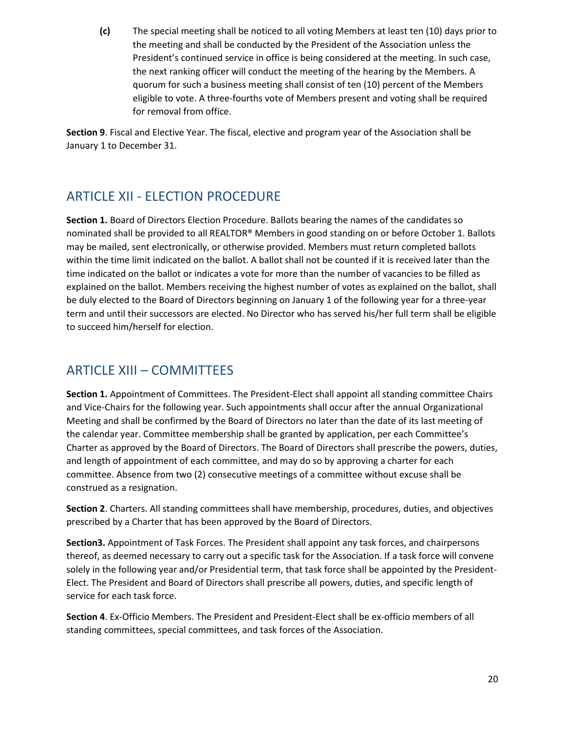**(c)** The special meeting shall be noticed to all voting Members at least ten (10) days prior to the meeting and shall be conducted by the President of the Association unless the President's continued service in office is being considered at the meeting. In such case, the next ranking officer will conduct the meeting of the hearing by the Members. A quorum for such a business meeting shall consist of ten (10) percent of the Members eligible to vote. A three-fourths vote of Members present and voting shall be required for removal from office.

**Section 9**. Fiscal and Elective Year. The fiscal, elective and program year of the Association shall be January 1 to December 31.

## ARTICLE XII - ELECTION PROCEDURE

**Section 1.** Board of Directors Election Procedure. Ballots bearing the names of the candidates so nominated shall be provided to all REALTOR® Members in good standing on or before October 1. Ballots may be mailed, sent electronically, or otherwise provided. Members must return completed ballots within the time limit indicated on the ballot. A ballot shall not be counted if it is received later than the time indicated on the ballot or indicates a vote for more than the number of vacancies to be filled as explained on the ballot. Members receiving the highest number of votes as explained on the ballot, shall be duly elected to the Board of Directors beginning on January 1 of the following year for a three-year term and until their successors are elected. No Director who has served his/her full term shall be eligible to succeed him/herself for election.

## ARTICLE XIII – COMMITTEES

**Section 1.** Appointment of Committees. The President-Elect shall appoint all standing committee Chairs and Vice-Chairs for the following year. Such appointments shall occur after the annual Organizational Meeting and shall be confirmed by the Board of Directors no later than the date of its last meeting of the calendar year. Committee membership shall be granted by application, per each Committee's Charter as approved by the Board of Directors. The Board of Directors shall prescribe the powers, duties, and length of appointment of each committee, and may do so by approving a charter for each committee. Absence from two (2) consecutive meetings of a committee without excuse shall be construed as a resignation.

**Section 2**. Charters. All standing committees shall have membership, procedures, duties, and objectives prescribed by a Charter that has been approved by the Board of Directors.

**Section3.** Appointment of Task Forces. The President shall appoint any task forces, and chairpersons thereof, as deemed necessary to carry out a specific task for the Association. If a task force will convene solely in the following year and/or Presidential term, that task force shall be appointed by the President-Elect. The President and Board of Directors shall prescribe all powers, duties, and specific length of service for each task force.

**Section 4**. Ex-Officio Members. The President and President-Elect shall be ex-officio members of all standing committees, special committees, and task forces of the Association.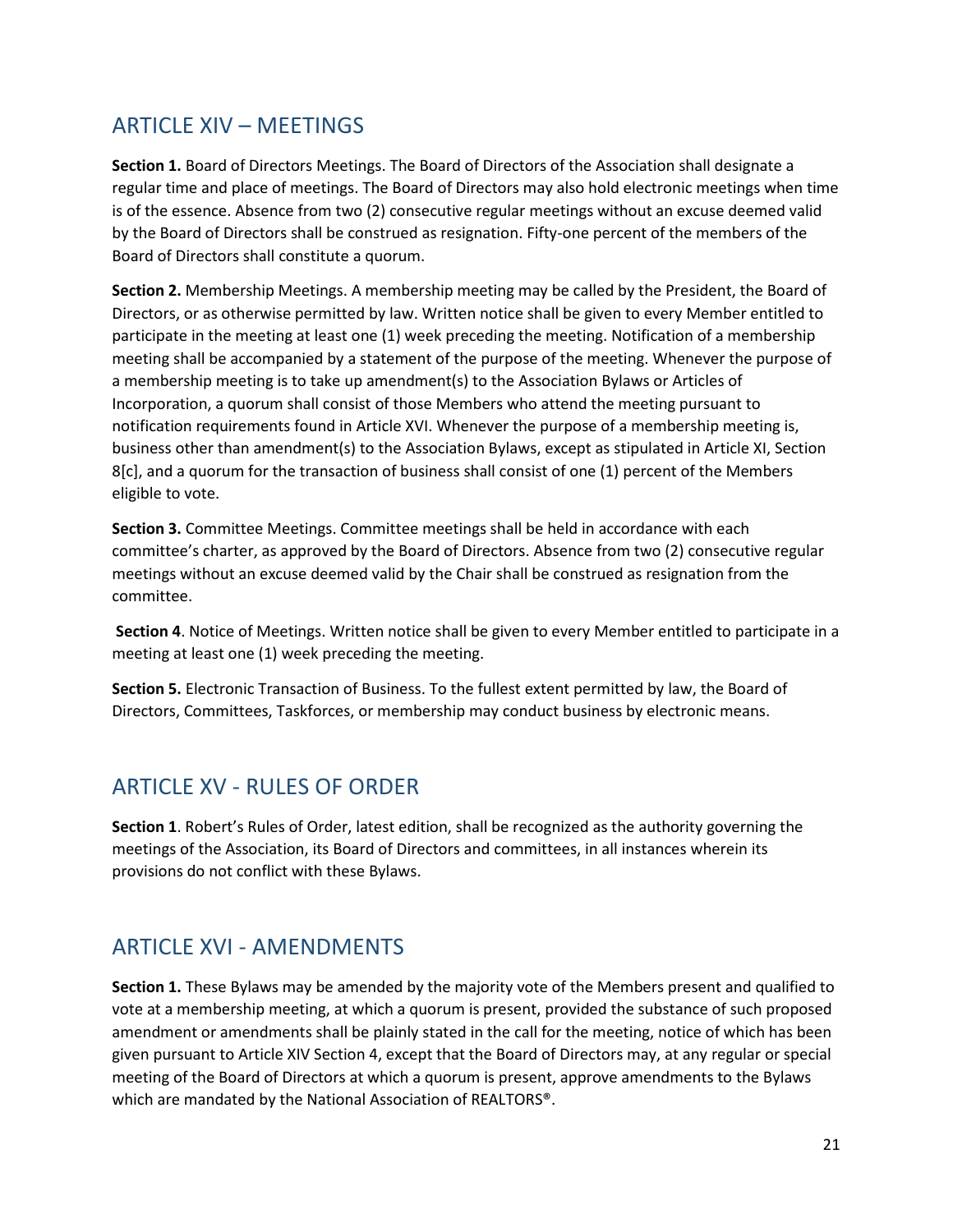## ARTICLE XIV – MEETINGS

**Section 1.** Board of Directors Meetings. The Board of Directors of the Association shall designate a regular time and place of meetings. The Board of Directors may also hold electronic meetings when time is of the essence. Absence from two (2) consecutive regular meetings without an excuse deemed valid by the Board of Directors shall be construed as resignation. Fifty-one percent of the members of the Board of Directors shall constitute a quorum.

**Section 2.** Membership Meetings. A membership meeting may be called by the President, the Board of Directors, or as otherwise permitted by law. Written notice shall be given to every Member entitled to participate in the meeting at least one (1) week preceding the meeting. Notification of a membership meeting shall be accompanied by a statement of the purpose of the meeting. Whenever the purpose of a membership meeting is to take up amendment(s) to the Association Bylaws or Articles of Incorporation, a quorum shall consist of those Members who attend the meeting pursuant to notification requirements found in Article XVI. Whenever the purpose of a membership meeting is, business other than amendment(s) to the Association Bylaws, except as stipulated in Article XI, Section 8[c], and a quorum for the transaction of business shall consist of one (1) percent of the Members eligible to vote.

**Section 3.** Committee Meetings. Committee meetings shall be held in accordance with each committee's charter, as approved by the Board of Directors. Absence from two (2) consecutive regular meetings without an excuse deemed valid by the Chair shall be construed as resignation from the committee.

**Section 4**. Notice of Meetings. Written notice shall be given to every Member entitled to participate in a meeting at least one (1) week preceding the meeting.

**Section 5.** Electronic Transaction of Business. To the fullest extent permitted by law, the Board of Directors, Committees, Taskforces, or membership may conduct business by electronic means.

## ARTICLE XV - RULES OF ORDER

**Section 1**. Robert's Rules of Order, latest edition, shall be recognized as the authority governing the meetings of the Association, its Board of Directors and committees, in all instances wherein its provisions do not conflict with these Bylaws.

## ARTICLE XVI - AMENDMENTS

**Section 1.** These Bylaws may be amended by the majority vote of the Members present and qualified to vote at a membership meeting, at which a quorum is present, provided the substance of such proposed amendment or amendments shall be plainly stated in the call for the meeting, notice of which has been given pursuant to Article XIV Section 4, except that the Board of Directors may, at any regular or special meeting of the Board of Directors at which a quorum is present, approve amendments to the Bylaws which are mandated by the National Association of REALTORS®.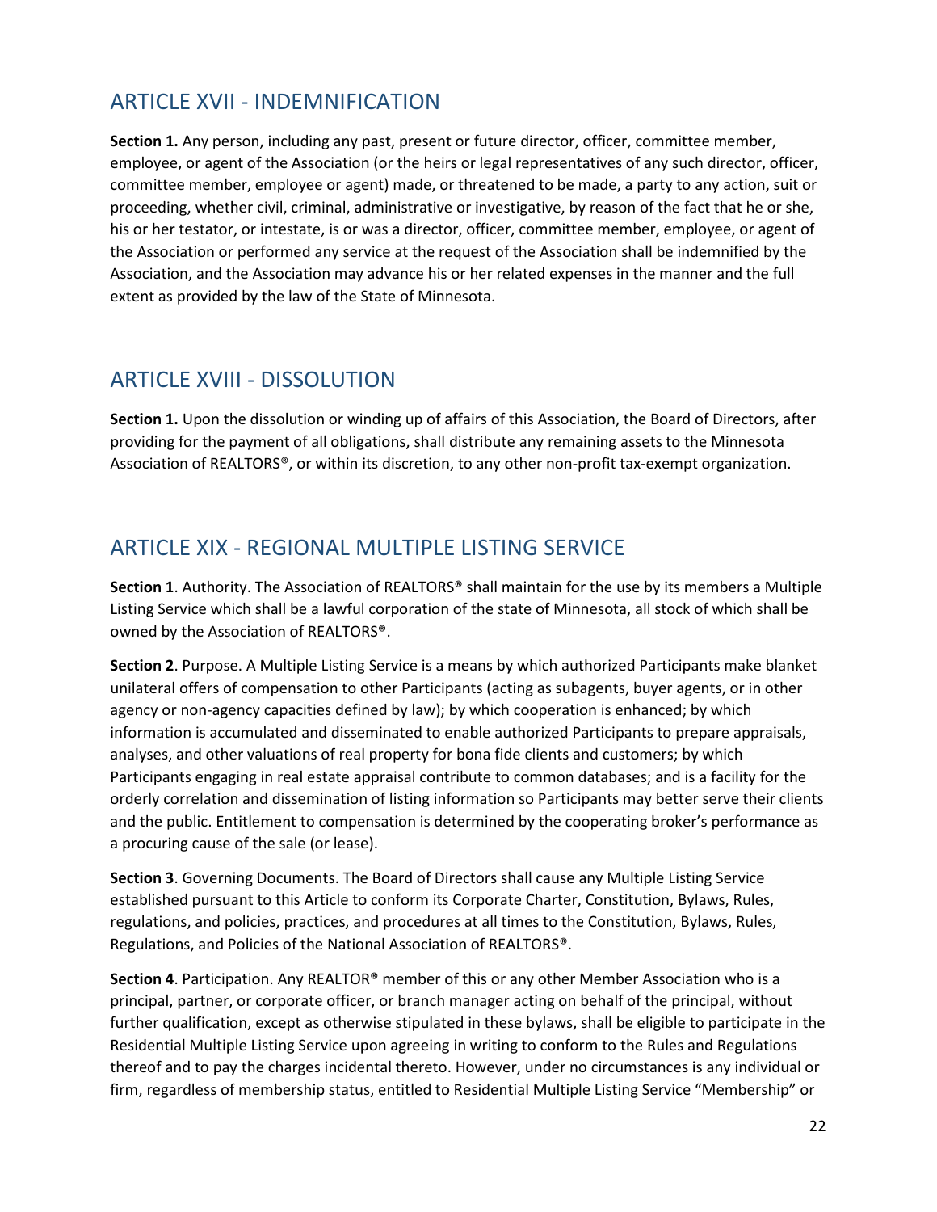## ARTICLE XVII - INDEMNIFICATION

**Section 1.** Any person, including any past, present or future director, officer, committee member, employee, or agent of the Association (or the heirs or legal representatives of any such director, officer, committee member, employee or agent) made, or threatened to be made, a party to any action, suit or proceeding, whether civil, criminal, administrative or investigative, by reason of the fact that he or she, his or her testator, or intestate, is or was a director, officer, committee member, employee, or agent of the Association or performed any service at the request of the Association shall be indemnified by the Association, and the Association may advance his or her related expenses in the manner and the full extent as provided by the law of the State of Minnesota.

## ARTICLE XVIII - DISSOLUTION

**Section 1.** Upon the dissolution or winding up of affairs of this Association, the Board of Directors, after providing for the payment of all obligations, shall distribute any remaining assets to the Minnesota Association of REALTORS®, or within its discretion, to any other non-profit tax-exempt organization.

## ARTICLE XIX - REGIONAL MULTIPLE LISTING SERVICE

**Section 1**. Authority. The Association of REALTORS® shall maintain for the use by its members a Multiple Listing Service which shall be a lawful corporation of the state of Minnesota, all stock of which shall be owned by the Association of REALTORS®.

**Section 2**. Purpose. A Multiple Listing Service is a means by which authorized Participants make blanket unilateral offers of compensation to other Participants (acting as subagents, buyer agents, or in other agency or non-agency capacities defined by law); by which cooperation is enhanced; by which information is accumulated and disseminated to enable authorized Participants to prepare appraisals, analyses, and other valuations of real property for bona fide clients and customers; by which Participants engaging in real estate appraisal contribute to common databases; and is a facility for the orderly correlation and dissemination of listing information so Participants may better serve their clients and the public. Entitlement to compensation is determined by the cooperating broker's performance as a procuring cause of the sale (or lease).

**Section 3**. Governing Documents. The Board of Directors shall cause any Multiple Listing Service established pursuant to this Article to conform its Corporate Charter, Constitution, Bylaws, Rules, regulations, and policies, practices, and procedures at all times to the Constitution, Bylaws, Rules, Regulations, and Policies of the National Association of REALTORS®.

**Section 4**. Participation. Any REALTOR® member of this or any other Member Association who is a principal, partner, or corporate officer, or branch manager acting on behalf of the principal, without further qualification, except as otherwise stipulated in these bylaws, shall be eligible to participate in the Residential Multiple Listing Service upon agreeing in writing to conform to the Rules and Regulations thereof and to pay the charges incidental thereto. However, under no circumstances is any individual or firm, regardless of membership status, entitled to Residential Multiple Listing Service "Membership" or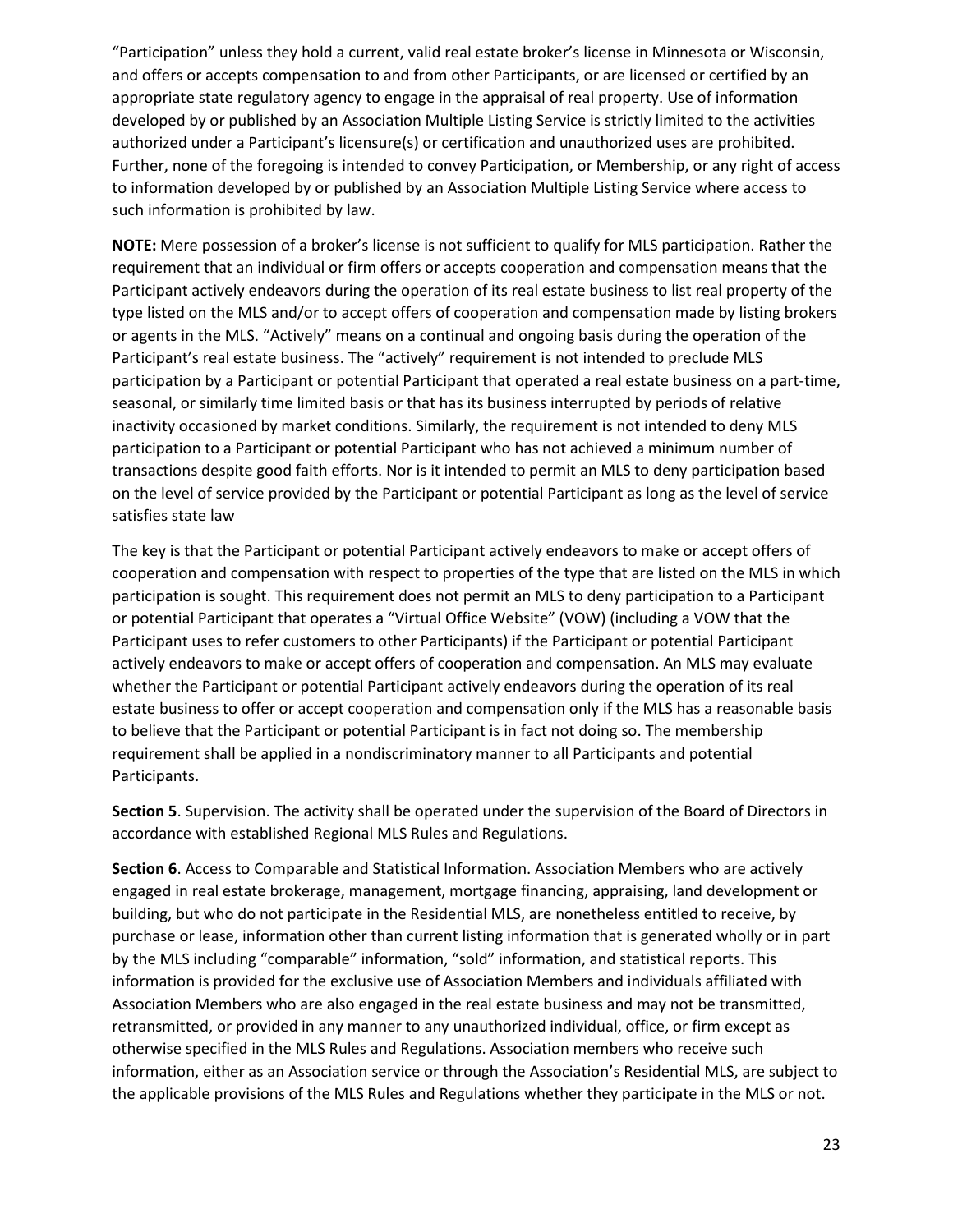“Participation” unless they hold a current, valid real estate broker’s license in Minnesota or Wisconsin, and offers or accepts compensation to and from other Participants, or are licensed or certified by an appropriate state regulatory agency to engage in the appraisal of real property. Use of information developed by or published by an Association Multiple Listing Service is strictly limited to the activities authorized under a Participant’s licensure(s) or certification and unauthorized uses are prohibited. Further, none of the foregoing is intended to convey Participation, or Membership, or any right of access to information developed by or published by an Association Multiple Listing Service where access to such information is prohibited by law.

**NOTE:** Mere possession of a broker’s license is not sufficient to qualify for MLS participation. Rather the requirement that an individual or firm offers or accepts cooperation and compensation means that the Participant actively endeavors during the operation of its real estate business to list real property of the type listed on the MLS and/or to accept offers of cooperation and compensation made by listing brokers or agents in the MLS. “Actively” means on a continual and ongoing basis during the operation of the Participant’s real estate business. The “actively” requirement is not intended to preclude MLS participation by a Participant or potential Participant that operated a real estate business on a part-time, seasonal, or similarly time limited basis or that has its business interrupted by periods of relative inactivity occasioned by market conditions. Similarly, the requirement is not intended to deny MLS participation to a Participant or potential Participant who has not achieved a minimum number of transactions despite good faith efforts. Nor is it intended to permit an MLS to deny participation based on the level of service provided by the Participant or potential Participant as long as the level of service satisfies state law

The key is that the Participant or potential Participant actively endeavors to make or accept offers of cooperation and compensation with respect to properties of the type that are listed on the MLS in which participation is sought. This requirement does not permit an MLS to deny participation to a Participant or potential Participant that operates a “Virtual Office Website” (VOW) (including a VOW that the Participant uses to refer customers to other Participants) if the Participant or potential Participant actively endeavors to make or accept offers of cooperation and compensation. An MLS may evaluate whether the Participant or potential Participant actively endeavors during the operation of its real estate business to offer or accept cooperation and compensation only if the MLS has a reasonable basis to believe that the Participant or potential Participant is in fact not doing so. The membership requirement shall be applied in a nondiscriminatory manner to all Participants and potential Participants.

**Section 5**. Supervision. The activity shall be operated under the supervision of the Board of Directors in accordance with established Regional MLS Rules and Regulations.

**Section 6**. Access to Comparable and Statistical Information. Association Members who are actively engaged in real estate brokerage, management, mortgage financing, appraising, land development or building, but who do not participate in the Residential MLS, are nonetheless entitled to receive, by purchase or lease, information other than current listing information that is generated wholly or in part by the MLS including “comparable” information, “sold” information, and statistical reports. This information is provided for the exclusive use of Association Members and individuals affiliated with Association Members who are also engaged in the real estate business and may not be transmitted, retransmitted, or provided in any manner to any unauthorized individual, office, or firm except as otherwise specified in the MLS Rules and Regulations. Association members who receive such information, either as an Association service or through the Association’s Residential MLS, are subject to the applicable provisions of the MLS Rules and Regulations whether they participate in the MLS or not.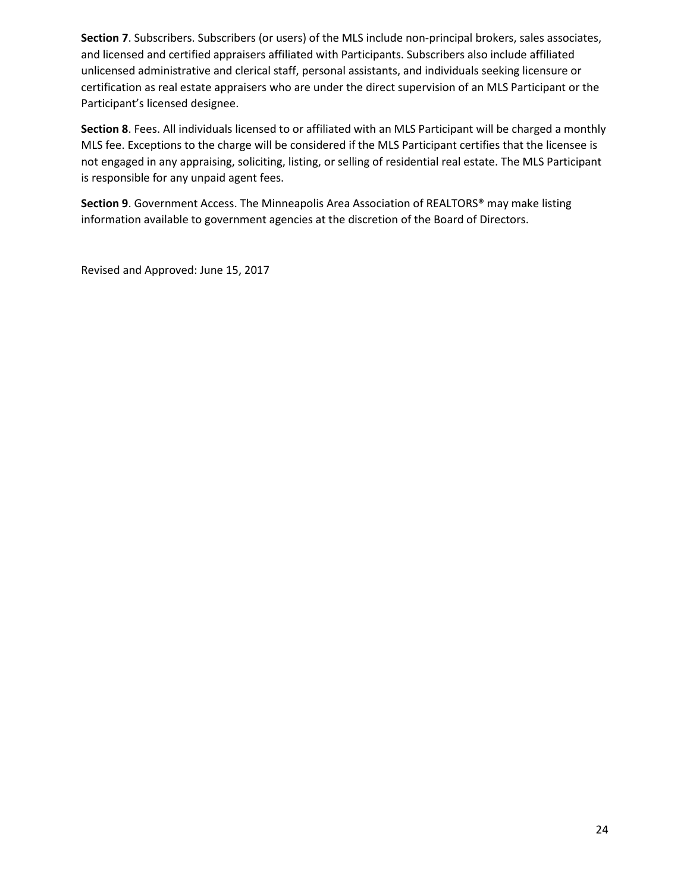**Section 7**. Subscribers. Subscribers (or users) of the MLS include non-principal brokers, sales associates, and licensed and certified appraisers affiliated with Participants. Subscribers also include affiliated unlicensed administrative and clerical staff, personal assistants, and individuals seeking licensure or certification as real estate appraisers who are under the direct supervision of an MLS Participant or the Participant's licensed designee.

**Section 8**. Fees. All individuals licensed to or affiliated with an MLS Participant will be charged a monthly MLS fee. Exceptions to the charge will be considered if the MLS Participant certifies that the licensee is not engaged in any appraising, soliciting, listing, or selling of residential real estate. The MLS Participant is responsible for any unpaid agent fees.

**Section 9**. Government Access. The Minneapolis Area Association of REALTORS® may make listing information available to government agencies at the discretion of the Board of Directors.

Revised and Approved: June 15, 2017